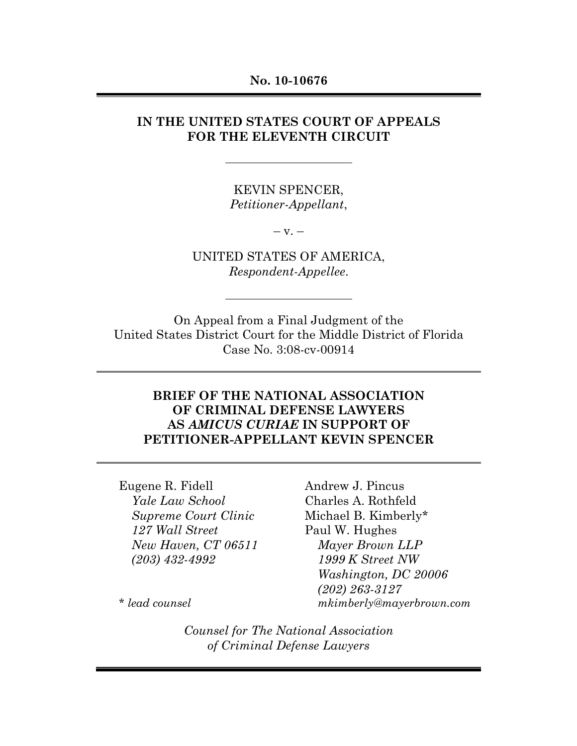**No. 10-10676**

---

**IN THE UNITED STATES COURT OF APPEALS FOR THE ELEVENTH CIRCUIT**

---

KEVIN SPENCER,
*Petitioner-Appellant*,

– v. –

UNITED STATES OF AMERICA,
*Respondent-Appellee*.

---

On Appeal from a Final Judgment of the
United States District Court for the Middle District of Florida
Case No. 3:08-cv-00914

---

**BRIEF OF THE NATIONAL ASSOCIATION OF CRIMINAL DEFENSE LAWYERS AS *AMICUS CURIAE* IN SUPPORT OF PETITIONER-APPELLANT KEVIN SPENCER**

---

Eugene R. Fidell
*Yale Law School*
*Supreme Court Clinic*
*127 Wall Street*
*New Haven, CT 06511*
*(203) 432-4992*

Andrew J. Pincus
Charles A. Rothfeld
Michael B. Kimberly*
Paul W. Hughes
*Mayer Brown LLP*
*1999 K Street NW*
*Washington, DC 20006*
*(202) 263-3127*
*mkimberly@mayerbrown.com*

*\* lead counsel*

*Counsel for The National Association of Criminal Defense Lawyers*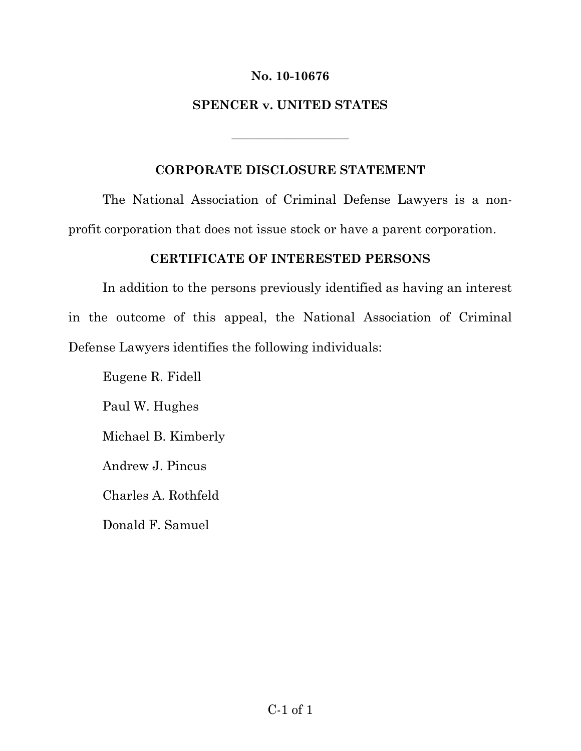**No. 10-10676**

**SPENCER v. UNITED STATES**

---

## CORPORATE DISCLOSURE STATEMENT

The National Association of Criminal Defense Lawyers is a non-profit corporation that does not issue stock or have a parent corporation.

## CERTIFICATE OF INTERESTED PERSONS

In addition to the persons previously identified as having an interest in the outcome of this appeal, the National Association of Criminal Defense Lawyers identifies the following individuals:

Eugene R. Fidell

Paul W. Hughes

Michael B. Kimberly

Andrew J. Pincus

Charles A. Rothfeld

Donald F. Samuel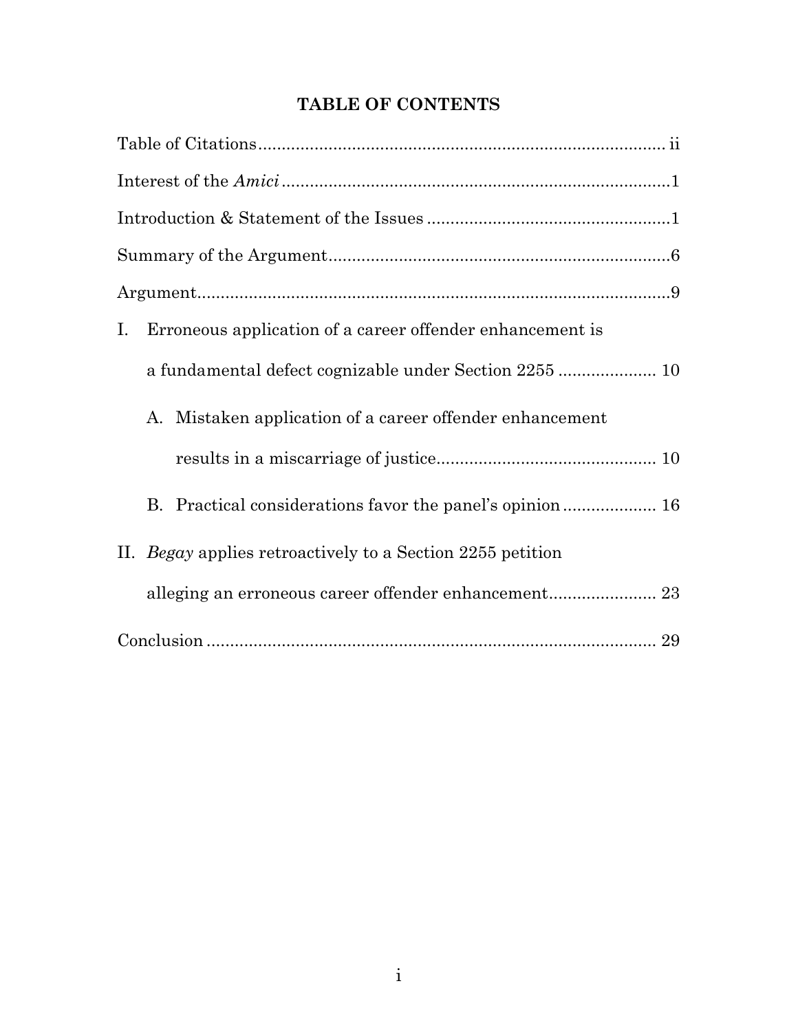## TABLE OF CONTENTS

Table of Citations ..................................................................................... ii

Interest of the *Amici* ..................................................................................1

Introduction & Statement of the Issues ....................................................1

Summary of the Argument.........................................................................6

Argument.....................................................................................................9

I. Erroneous application of a career offender enhancement is a fundamental defect cognizable under Section 2255 ..................... 10

   A. Mistaken application of a career offender enhancement results in a miscarriage of justice............................................... 10

   B. Practical considerations favor the panel's opinion .................... 16

II. *Begay* applies retroactively to a Section 2255 petition alleging an erroneous career offender enhancement....................... 23

Conclusion ................................................................................................ 29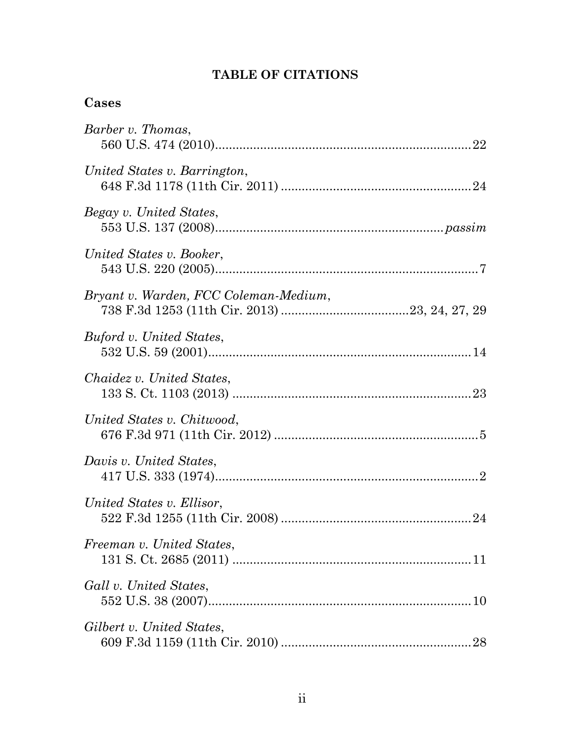## TABLE OF CITATIONS

### Cases

*Barber v. Thomas*,
560 U.S. 474 (2010)........................................................................22

*United States v. Barrington*,
648 F.3d 1178 (11th Cir. 2011) ......................................................24

*Begay v. United States*,
553 U.S. 137 (2008)................................................................*passim*

*United States v. Booker*,
543 U.S. 220 (2005)..........................................................................7

*Bryant v. Warden, FCC Coleman-Medium*,
738 F.3d 1253 (11th Cir. 2013) .....................................23, 24, 27, 29

*Buford v. United States*,
532 U.S. 59 (2001)...........................................................................14

*Chaidez v. United States*,
133 S. Ct. 1103 (2013) ....................................................................23

*United States v. Chitwood*,
676 F.3d 971 (11th Cir. 2012) ..........................................................5

*Davis v. United States*,
417 U.S. 333 (1974)...........................................................................2

*United States v. Ellisor*,
522 F.3d 1255 (11th Cir. 2008) ......................................................24

*Freeman v. United States*,
131 S. Ct. 2685 (2011) ....................................................................11

*Gall v. United States*,
552 U.S. 38 (2007)...........................................................................10

*Gilbert v. United States*,
609 F.3d 1159 (11th Cir. 2010) ......................................................28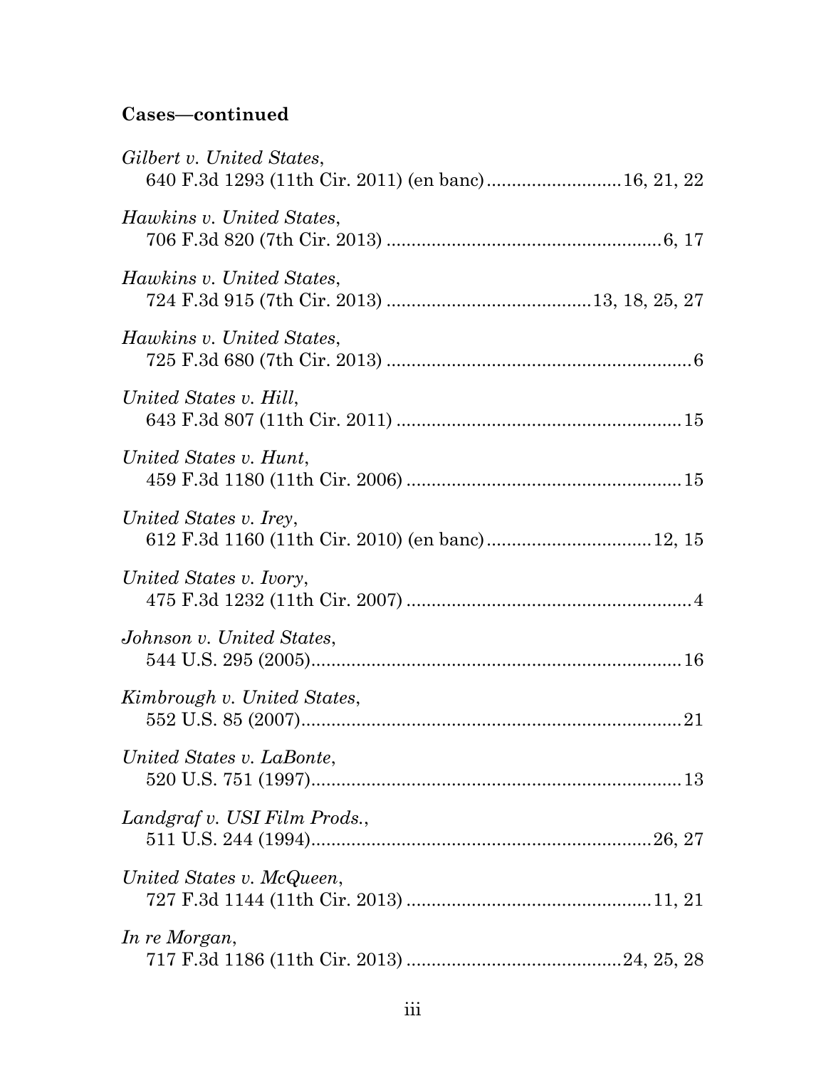**Cases—continued**

*Gilbert v. United States*,
640 F.3d 1293 (11th Cir. 2011) (en banc)..........................16, 21, 22

*Hawkins v. United States*,
706 F.3d 820 (7th Cir. 2013) .......................................................6, 17

*Hawkins v. United States*,
724 F.3d 915 (7th Cir. 2013) .........................................13, 18, 25, 27

*Hawkins v. United States*,
725 F.3d 680 (7th Cir. 2013) .............................................................6

*United States v. Hill*,
643 F.3d 807 (11th Cir. 2011) .........................................................15

*United States v. Hunt*,
459 F.3d 1180 (11th Cir. 2006) .......................................................15

*United States v. Irey*,
612 F.3d 1160 (11th Cir. 2010) (en banc)................................12, 15

*United States v. Ivory*,
475 F.3d 1232 (11th Cir. 2007) .........................................................4

*Johnson v. United States*,
544 U.S. 295 (2005)..........................................................................16

*Kimbrough v. United States*,
552 U.S. 85 (2007)............................................................................21

*United States v. LaBonte*,
520 U.S. 751 (1997)..........................................................................13

*Landgraf v. USI Film Prods.*,
511 U.S. 244 (1994)....................................................................26, 27

*United States v. McQueen*,
727 F.3d 1144 (11th Cir. 2013) .................................................11, 21

*In re Morgan*,
717 F.3d 1186 (11th Cir. 2013) ...........................................24, 25, 28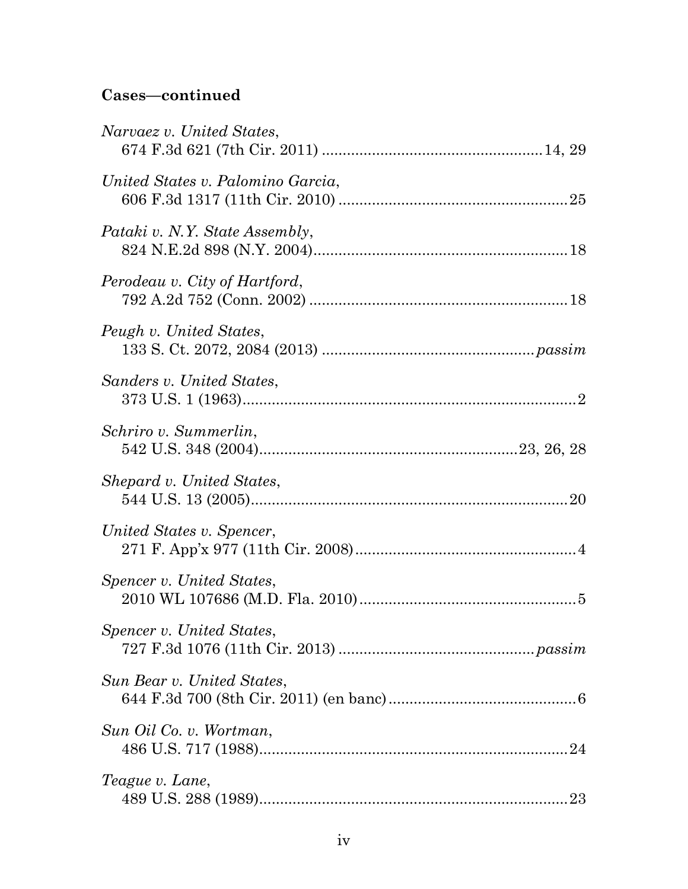**Cases—continued**

*Narvaez v. United States*,
674 F.3d 621 (7th Cir. 2011) .................................................... 14, 29

*United States v. Palomino Garcia*,
606 F.3d 1317 (11th Cir. 2010) ...................................................... 25

*Pataki v. N.Y. State Assembly*,
824 N.E.2d 898 (N.Y. 2004)............................................................ 18

*Perodeau v. City of Hartford*,
792 A.2d 752 (Conn. 2002) ............................................................. 18

*Peugh v. United States*,
133 S. Ct. 2072, 2084 (2013) .................................................. *passim*

*Sanders v. United States*,
373 U.S. 1 (1963)................................................................................ 2

*Schriro v. Summerlin*,
542 U.S. 348 (2004)............................................................ 23, 26, 28

*Shepard v. United States*,
544 U.S. 13 (2005)............................................................................ 20

*United States v. Spencer*,
271 F. App'x 977 (11th Cir. 2008)..................................................... 4

*Spencer v. United States*,
2010 WL 107686 (M.D. Fla. 2010).................................................... 5

*Spencer v. United States*,
727 F.3d 1076 (11th Cir. 2013) ............................................. *passim*

*Sun Bear v. United States*,
644 F.3d 700 (8th Cir. 2011) (en banc)............................................. 6

*Sun Oil Co. v. Wortman*,
486 U.S. 717 (1988).......................................................................... 24

*Teague v. Lane*,
489 U.S. 288 (1989).......................................................................... 23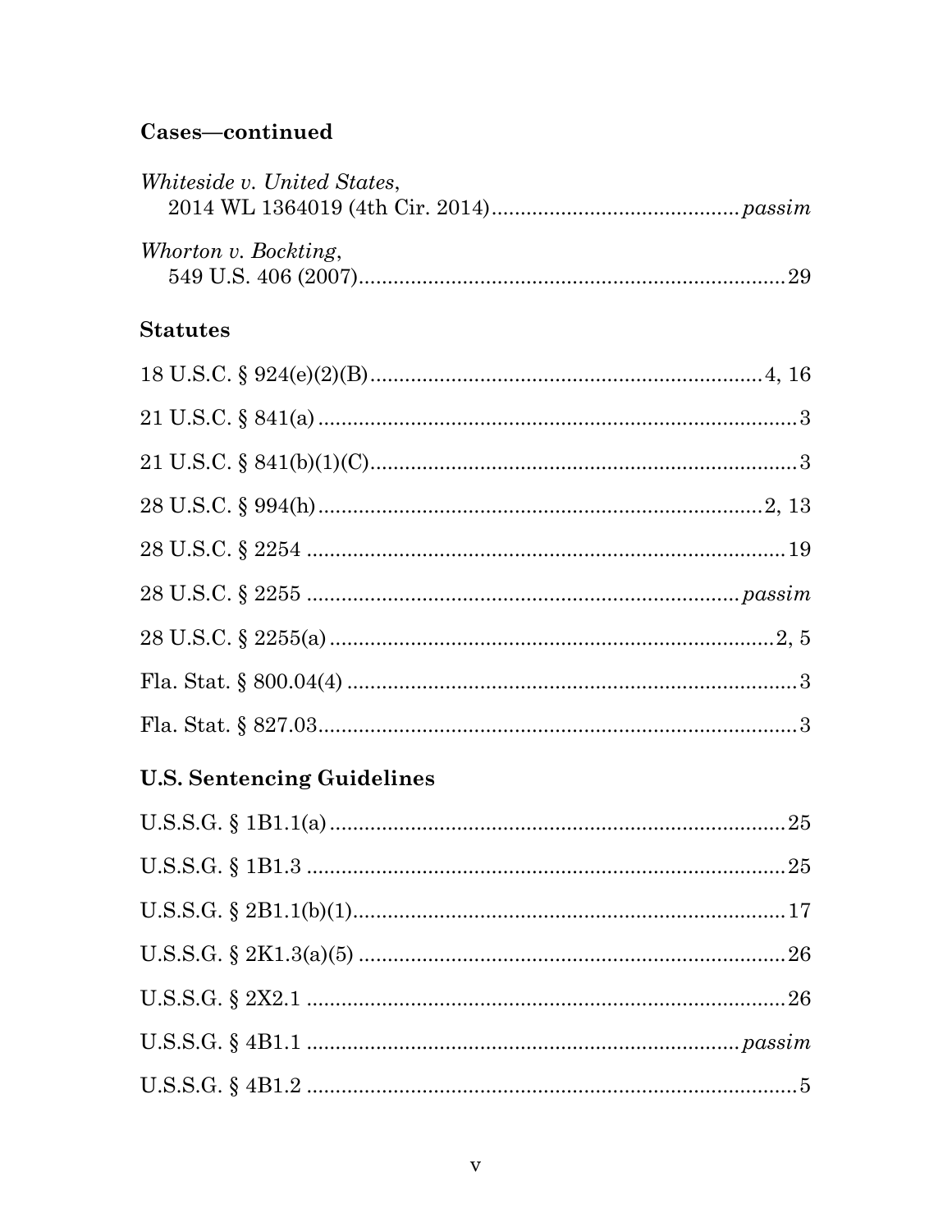## Cases—continued

*Whiteside v. United States*,
2014 WL 1364019 (4th Cir. 2014) ........................................ *passim*

*Whorton v. Bockting*,
549 U.S. 406 (2007) ........................................................................ 29

## Statutes

18 U.S.C. § 924(e)(2)(B) ........................................................... 4, 16

21 U.S.C. § 841(a) ............................................................................ 3

21 U.S.C. § 841(b)(1)(C) ................................................................... 3

28 U.S.C. § 994(h) ...................................................................... 2, 13

28 U.S.C. § 2254 .............................................................................. 19

28 U.S.C. § 2255 ...................................................................... *passim*

28 U.S.C. § 2255(a) ....................................................................... 2, 5

Fla. Stat. § 800.04(4) ......................................................................... 3

Fla. Stat. § 827.03 ............................................................................. 3

## U.S. Sentencing Guidelines

U.S.S.G. § 1B1.1(a) ......................................................................... 25

U.S.S.G. § 1B1.3 .............................................................................. 25

U.S.S.G. § 2B1.1(b)(1) ..................................................................... 17

U.S.S.G. § 2K1.3(a)(5) ..................................................................... 26

U.S.S.G. § 2X2.1 .............................................................................. 26

U.S.S.G. § 4B1.1 ...................................................................... *passim*

U.S.S.G. § 4B1.2 ................................................................................ 5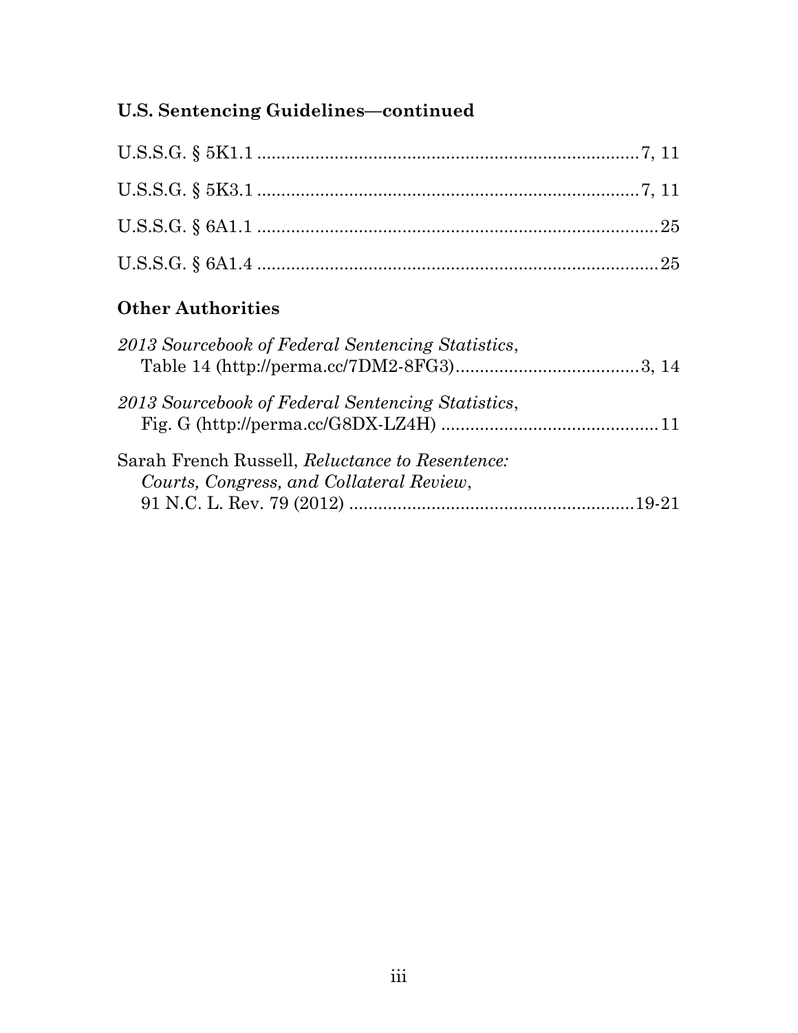### U.S. Sentencing Guidelines—continued

U.S.S.G. § 5K1.1 ............................................................................. 7, 11

U.S.S.G. § 5K3.1 ............................................................................. 7, 11

U.S.S.G. § 6A1.1 ................................................................................. 25

U.S.S.G. § 6A1.4 ................................................................................. 25

### Other Authorities

*2013 Sourcebook of Federal Sentencing Statistics*, Table 14 (http://perma.cc/7DM2-8FG3) ..................................... 3, 14

*2013 Sourcebook of Federal Sentencing Statistics*, Fig. G (http://perma.cc/G8DX-LZ4H) ............................................ 11

Sarah French Russell, *Reluctance to Resentence: Courts, Congress, and Collateral Review*, 91 N.C. L. Rev. 79 (2012) .......................................................... 19-21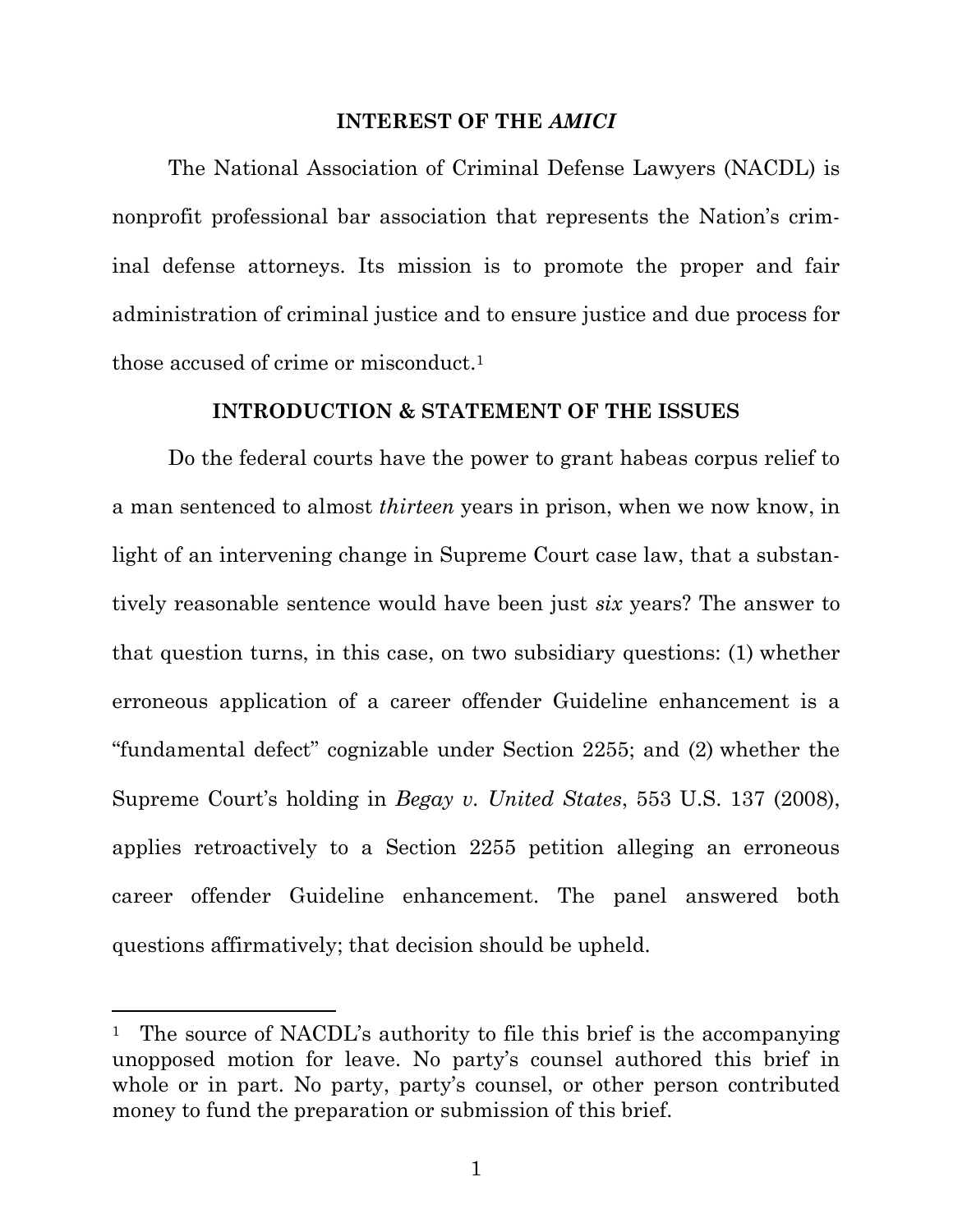## INTEREST OF THE *AMICI*

The National Association of Criminal Defense Lawyers (NACDL) is nonprofit professional bar association that represents the Nation's criminal defense attorneys. Its mission is to promote the proper and fair administration of criminal justice and to ensure justice and due process for those accused of crime or misconduct.[1]

## INTRODUCTION & STATEMENT OF THE ISSUES

Do the federal courts have the power to grant habeas corpus relief to a man sentenced to almost *thirteen* years in prison, when we now know, in light of an intervening change in Supreme Court case law, that a substantively reasonable sentence would have been just *six* years? The answer to that question turns, in this case, on two subsidiary questions: (1) whether erroneous application of a career offender Guideline enhancement is a "fundamental defect" cognizable under Section 2255; and (2) whether the Supreme Court's holding in *Begay v. United States*, 553 U.S. 137 (2008), applies retroactively to a Section 2255 petition alleging an erroneous career offender Guideline enhancement. The panel answered both questions affirmatively; that decision should be upheld.

---

[1] The source of NACDL's authority to file this brief is the accompanying unopposed motion for leave. No party's counsel authored this brief in whole or in part. No party, party's counsel, or other person contributed money to fund the preparation or submission of this brief.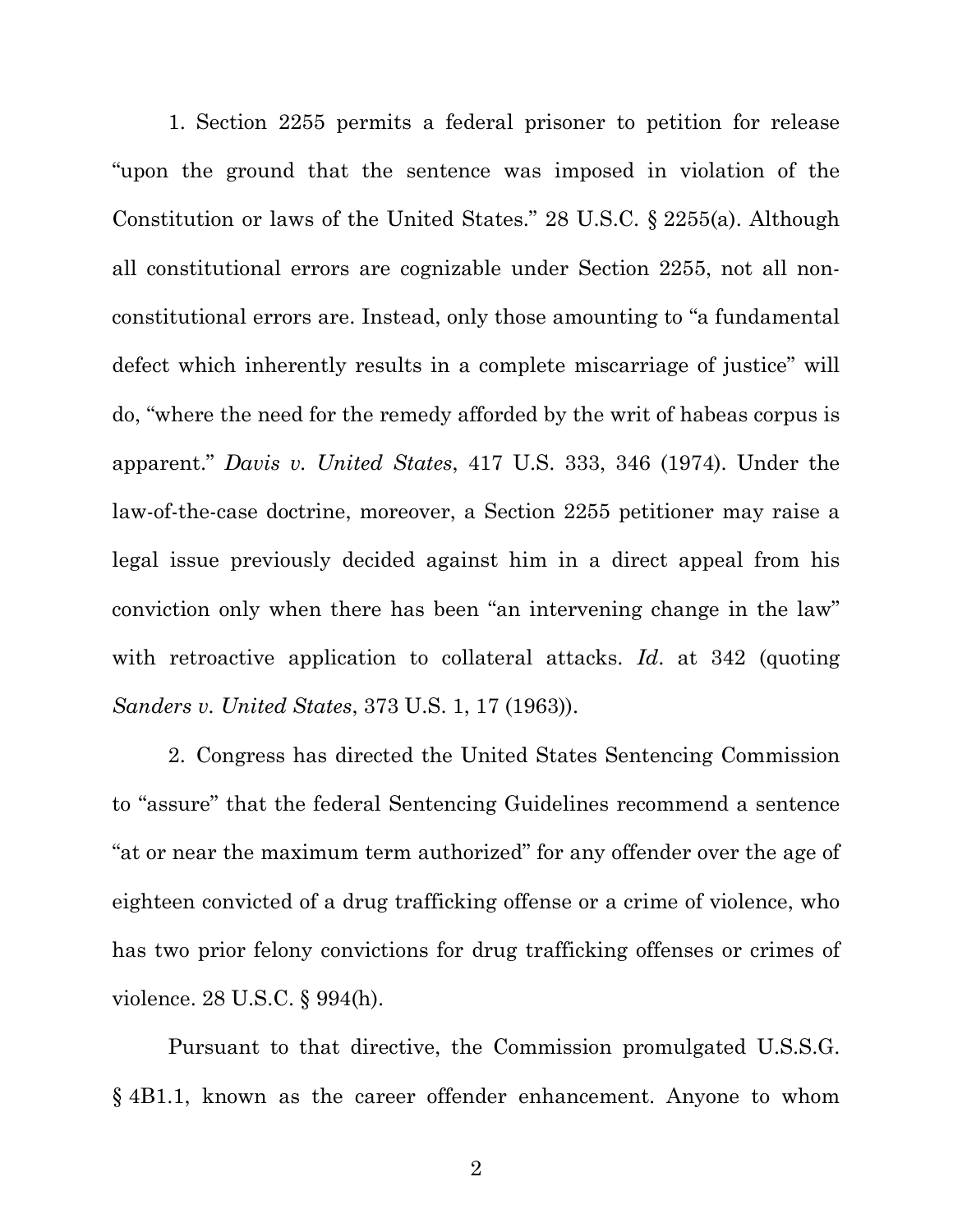1. Section 2255 permits a federal prisoner to petition for release "upon the ground that the sentence was imposed in violation of the Constitution or laws of the United States." 28 U.S.C. § 2255(a). Although all constitutional errors are cognizable under Section 2255, not all non-constitutional errors are. Instead, only those amounting to "a fundamental defect which inherently results in a complete miscarriage of justice" will do, "where the need for the remedy afforded by the writ of habeas corpus is apparent." *Davis v. United States*, 417 U.S. 333, 346 (1974). Under the law-of-the-case doctrine, moreover, a Section 2255 petitioner may raise a legal issue previously decided against him in a direct appeal from his conviction only when there has been "an intervening change in the law" with retroactive application to collateral attacks. *Id*. at 342 (quoting *Sanders v. United States*, 373 U.S. 1, 17 (1963)).

2. Congress has directed the United States Sentencing Commission to "assure" that the federal Sentencing Guidelines recommend a sentence "at or near the maximum term authorized" for any offender over the age of eighteen convicted of a drug trafficking offense or a crime of violence, who has two prior felony convictions for drug trafficking offenses or crimes of violence. 28 U.S.C. § 994(h).

Pursuant to that directive, the Commission promulgated U.S.S.G. § 4B1.1, known as the career offender enhancement. Anyone to whom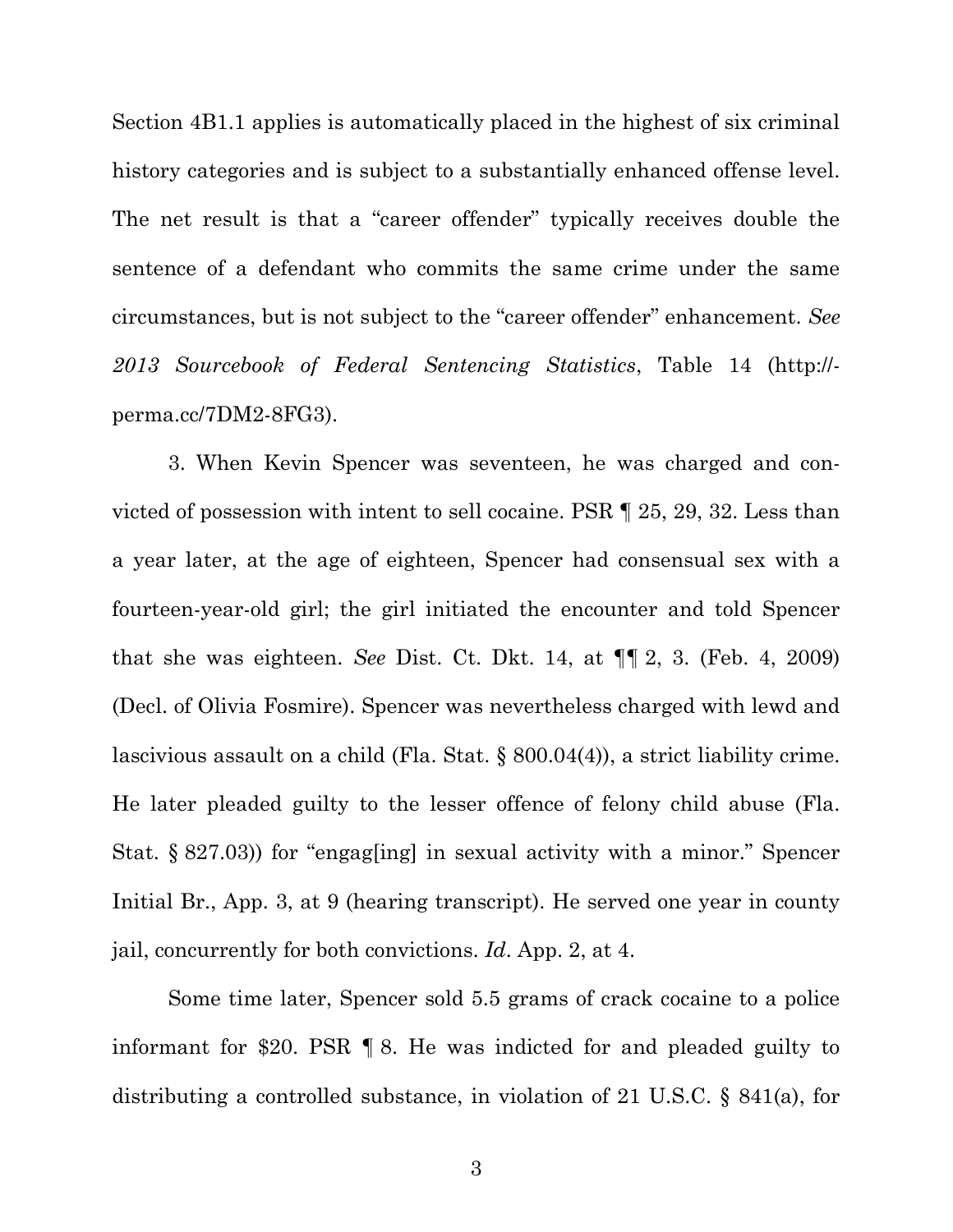Section 4B1.1 applies is automatically placed in the highest of six criminal history categories and is subject to a substantially enhanced offense level. The net result is that a "career offender" typically receives double the sentence of a defendant who commits the same crime under the same circumstances, but is not subject to the "career offender" enhancement. *See 2013 Sourcebook of Federal Sentencing Statistics*, Table 14 (http://-perma.cc/7DM2-8FG3).

3. When Kevin Spencer was seventeen, he was charged and convicted of possession with intent to sell cocaine. PSR ¶ 25, 29, 32. Less than a year later, at the age of eighteen, Spencer had consensual sex with a fourteen-year-old girl; the girl initiated the encounter and told Spencer that she was eighteen. *See* Dist. Ct. Dkt. 14, at ¶¶ 2, 3. (Feb. 4, 2009) (Decl. of Olivia Fosmire). Spencer was nevertheless charged with lewd and lascivious assault on a child (Fla. Stat. § 800.04(4)), a strict liability crime. He later pleaded guilty to the lesser offence of felony child abuse (Fla. Stat. § 827.03)) for "engag[ing] in sexual activity with a minor." Spencer Initial Br., App. 3, at 9 (hearing transcript). He served one year in county jail, concurrently for both convictions. *Id*. App. 2, at 4.

Some time later, Spencer sold 5.5 grams of crack cocaine to a police informant for $20. PSR ¶ 8. He was indicted for and pleaded guilty to distributing a controlled substance, in violation of 21 U.S.C. § 841(a), for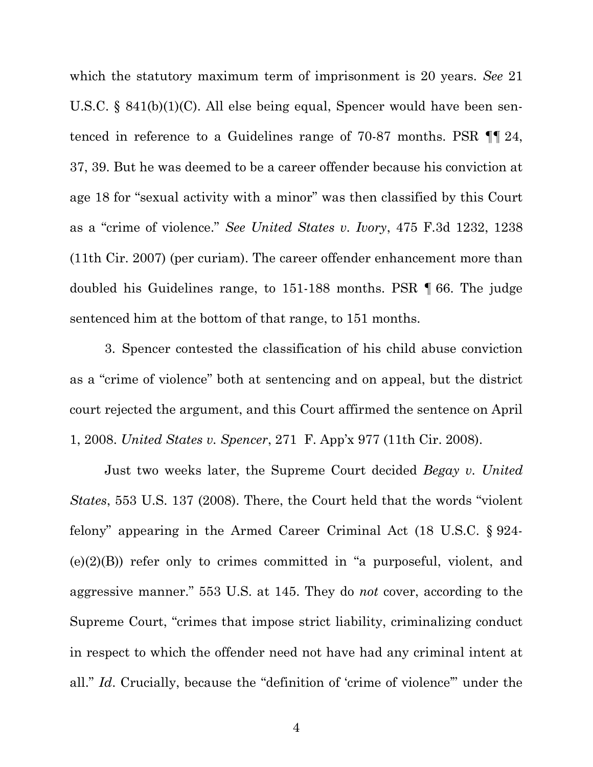which the statutory maximum term of imprisonment is 20 years. *See* 21 U.S.C. § 841(b)(1)(C). All else being equal, Spencer would have been sentenced in reference to a Guidelines range of 70-87 months. PSR ¶¶ 24, 37, 39. But he was deemed to be a career offender because his conviction at age 18 for "sexual activity with a minor" was then classified by this Court as a "crime of violence." *See United States v. Ivory*, 475 F.3d 1232, 1238 (11th Cir. 2007) (per curiam). The career offender enhancement more than doubled his Guidelines range, to 151-188 months. PSR ¶ 66. The judge sentenced him at the bottom of that range, to 151 months.

3. Spencer contested the classification of his child abuse conviction as a "crime of violence" both at sentencing and on appeal, but the district court rejected the argument, and this Court affirmed the sentence on April 1, 2008. *United States v. Spencer*, 271 F. App'x 977 (11th Cir. 2008).

Just two weeks later, the Supreme Court decided *Begay v. United States*, 553 U.S. 137 (2008). There, the Court held that the words "violent felony" appearing in the Armed Career Criminal Act (18 U.S.C. § 924-(e)(2)(B)) refer only to crimes committed in "a purposeful, violent, and aggressive manner." 553 U.S. at 145. They do *not* cover, according to the Supreme Court, "crimes that impose strict liability, criminalizing conduct in respect to which the offender need not have had any criminal intent at all." *Id*. Crucially, because the "definition of 'crime of violence'" under the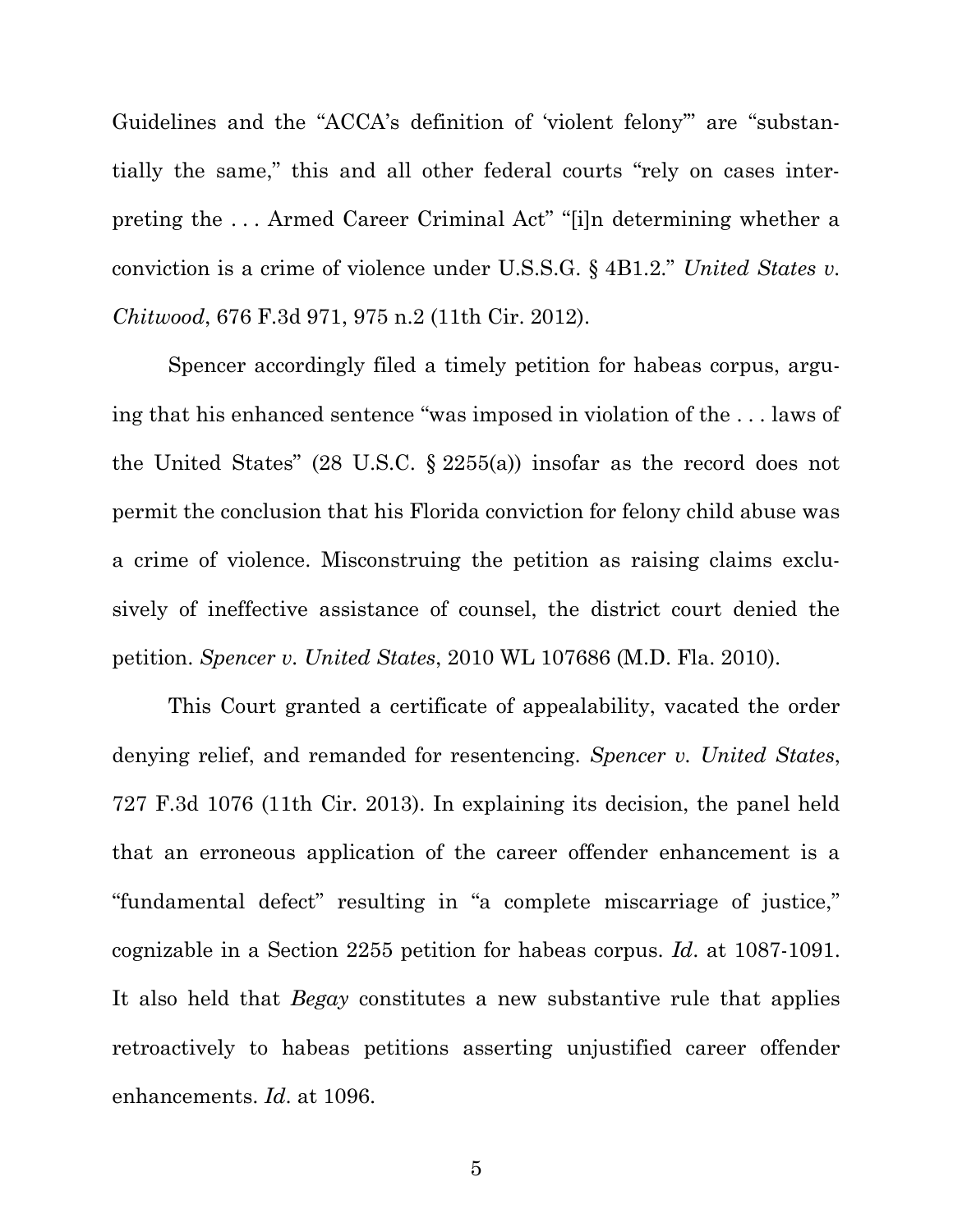Guidelines and the "ACCA's definition of 'violent felony'" are "substantially the same," this and all other federal courts "rely on cases interpreting the . . . Armed Career Criminal Act" "[i]n determining whether a conviction is a crime of violence under U.S.S.G. § 4B1.2." *United States v. Chitwood*, 676 F.3d 971, 975 n.2 (11th Cir. 2012).

Spencer accordingly filed a timely petition for habeas corpus, arguing that his enhanced sentence "was imposed in violation of the . . . laws of the United States" (28 U.S.C. § 2255(a)) insofar as the record does not permit the conclusion that his Florida conviction for felony child abuse was a crime of violence. Misconstruing the petition as raising claims exclusively of ineffective assistance of counsel, the district court denied the petition. *Spencer v. United States*, 2010 WL 107686 (M.D. Fla. 2010).

This Court granted a certificate of appealability, vacated the order denying relief, and remanded for resentencing. *Spencer v. United States*, 727 F.3d 1076 (11th Cir. 2013). In explaining its decision, the panel held that an erroneous application of the career offender enhancement is a "fundamental defect" resulting in "a complete miscarriage of justice," cognizable in a Section 2255 petition for habeas corpus. *Id*. at 1087-1091. It also held that *Begay* constitutes a new substantive rule that applies retroactively to habeas petitions asserting unjustified career offender enhancements. *Id*. at 1096.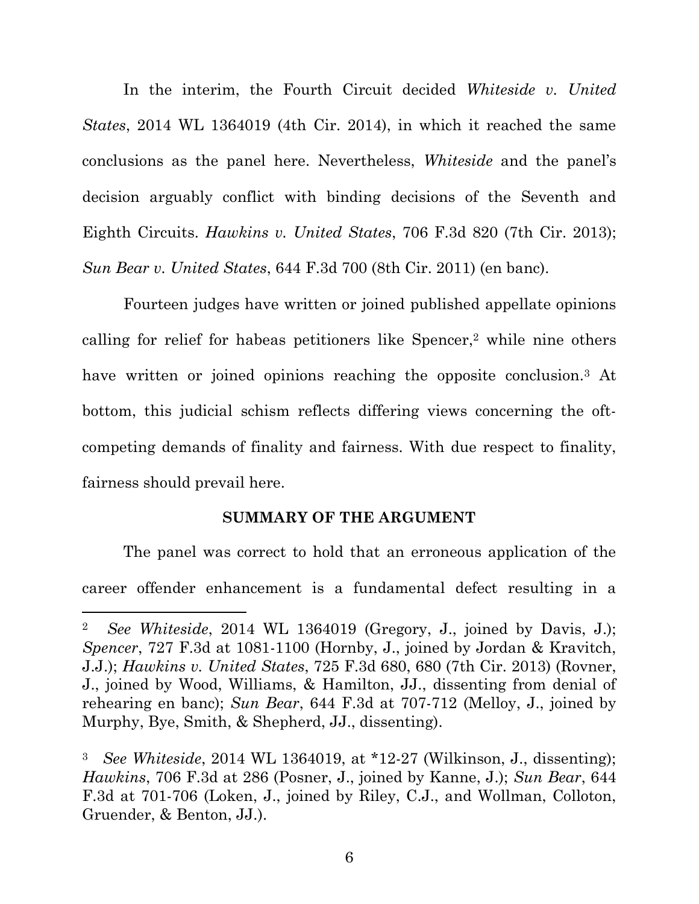In the interim, the Fourth Circuit decided *Whiteside v. United States*, 2014 WL 1364019 (4th Cir. 2014), in which it reached the same conclusions as the panel here. Nevertheless, *Whiteside* and the panel's decision arguably conflict with binding decisions of the Seventh and Eighth Circuits. *Hawkins v. United States*, 706 F.3d 820 (7th Cir. 2013); *Sun Bear v. United States*, 644 F.3d 700 (8th Cir. 2011) (en banc).

Fourteen judges have written or joined published appellate opinions calling for relief for habeas petitioners like Spencer,[2] while nine others have written or joined opinions reaching the opposite conclusion.[3] At bottom, this judicial schism reflects differing views concerning the oft-competing demands of finality and fairness. With due respect to finality, fairness should prevail here.

**SUMMARY OF THE ARGUMENT**

The panel was correct to hold that an erroneous application of the career offender enhancement is a fundamental defect resulting in a

---

[2] *See Whiteside*, 2014 WL 1364019 (Gregory, J., joined by Davis, J.); *Spencer*, 727 F.3d at 1081-1100 (Hornby, J., joined by Jordan & Kravitch, J.J.); *Hawkins v. United States*, 725 F.3d 680, 680 (7th Cir. 2013) (Rovner, J., joined by Wood, Williams, & Hamilton, JJ., dissenting from denial of rehearing en banc); *Sun Bear*, 644 F.3d at 707-712 (Melloy, J., joined by Murphy, Bye, Smith, & Shepherd, JJ., dissenting).

[3] *See Whiteside*, 2014 WL 1364019, at *12-27 (Wilkinson, J., dissenting); *Hawkins*, 706 F.3d at 286 (Posner, J., joined by Kanne, J.); *Sun Bear*, 644 F.3d at 701-706 (Loken, J., joined by Riley, C.J., and Wollman, Colloton, Gruender, & Benton, JJ.).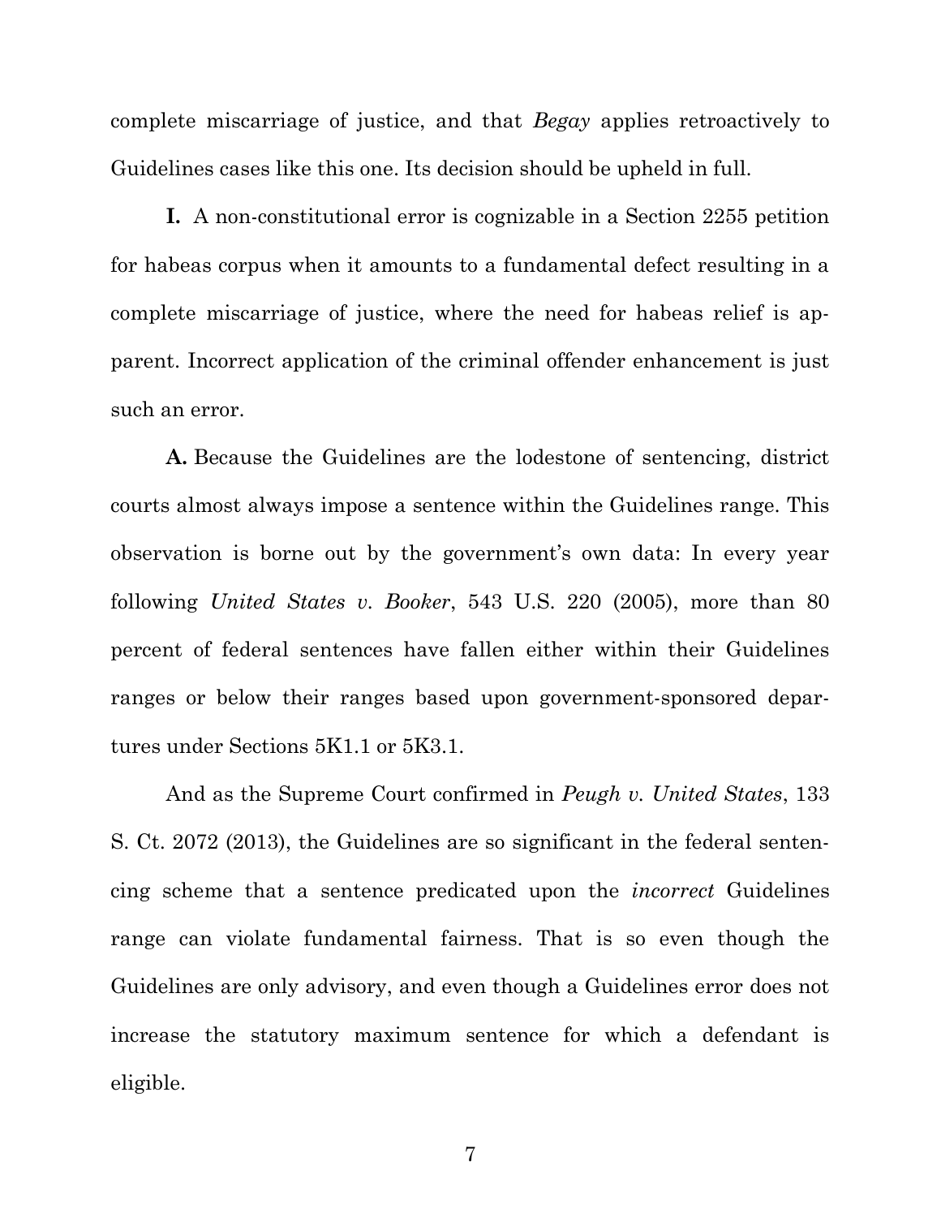complete miscarriage of justice, and that *Begay* applies retroactively to Guidelines cases like this one. Its decision should be upheld in full.

**I.** A non-constitutional error is cognizable in a Section 2255 petition for habeas corpus when it amounts to a fundamental defect resulting in a complete miscarriage of justice, where the need for habeas relief is apparent. Incorrect application of the criminal offender enhancement is just such an error.

**A.** Because the Guidelines are the lodestone of sentencing, district courts almost always impose a sentence within the Guidelines range. This observation is borne out by the government's own data: In every year following *United States v. Booker*, 543 U.S. 220 (2005), more than 80 percent of federal sentences have fallen either within their Guidelines ranges or below their ranges based upon government-sponsored departures under Sections 5K1.1 or 5K3.1.

And as the Supreme Court confirmed in *Peugh v. United States*, 133 S. Ct. 2072 (2013), the Guidelines are so significant in the federal sentencing scheme that a sentence predicated upon the *incorrect* Guidelines range can violate fundamental fairness. That is so even though the Guidelines are only advisory, and even though a Guidelines error does not increase the statutory maximum sentence for which a defendant is eligible.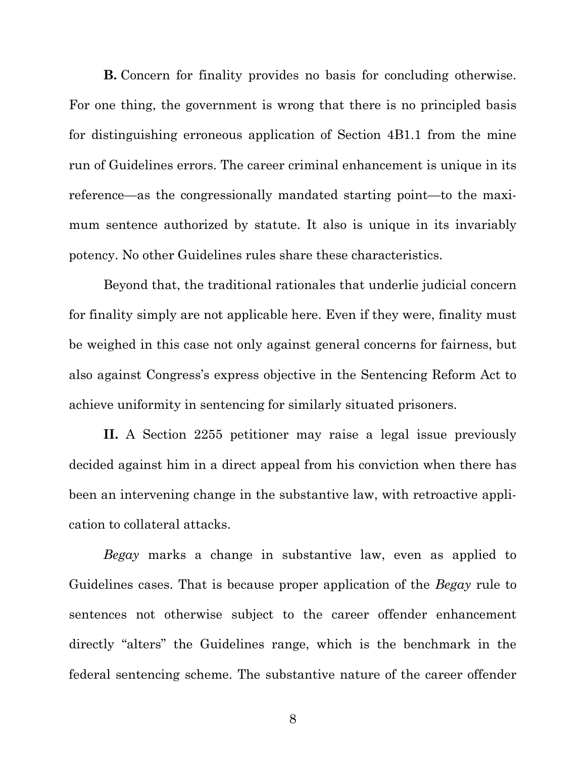**B.** Concern for finality provides no basis for concluding otherwise. For one thing, the government is wrong that there is no principled basis for distinguishing erroneous application of Section 4B1.1 from the mine run of Guidelines errors. The career criminal enhancement is unique in its reference—as the congressionally mandated starting point—to the maximum sentence authorized by statute. It also is unique in its invariably potency. No other Guidelines rules share these characteristics.

Beyond that, the traditional rationales that underlie judicial concern for finality simply are not applicable here. Even if they were, finality must be weighed in this case not only against general concerns for fairness, but also against Congress's express objective in the Sentencing Reform Act to achieve uniformity in sentencing for similarly situated prisoners.

**II.** A Section 2255 petitioner may raise a legal issue previously decided against him in a direct appeal from his conviction when there has been an intervening change in the substantive law, with retroactive application to collateral attacks.

*Begay* marks a change in substantive law, even as applied to Guidelines cases. That is because proper application of the *Begay* rule to sentences not otherwise subject to the career offender enhancement directly "alters" the Guidelines range, which is the benchmark in the federal sentencing scheme. The substantive nature of the career offender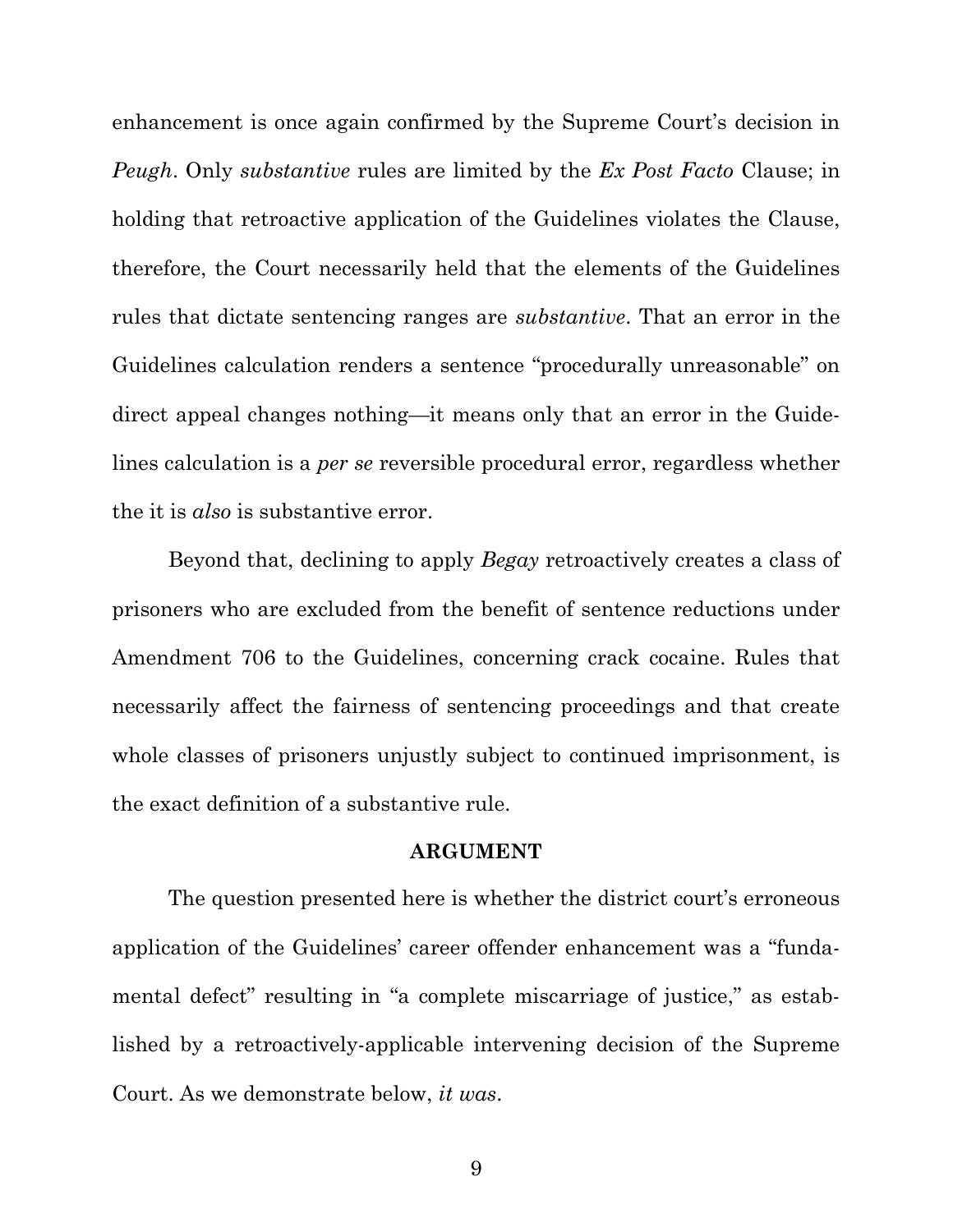enhancement is once again confirmed by the Supreme Court's decision in *Peugh*. Only *substantive* rules are limited by the *Ex Post Facto* Clause; in holding that retroactive application of the Guidelines violates the Clause, therefore, the Court necessarily held that the elements of the Guidelines rules that dictate sentencing ranges are *substantive*. That an error in the Guidelines calculation renders a sentence "procedurally unreasonable" on direct appeal changes nothing—it means only that an error in the Guidelines calculation is a *per se* reversible procedural error, regardless whether the it is *also* is substantive error.

Beyond that, declining to apply *Begay* retroactively creates a class of prisoners who are excluded from the benefit of sentence reductions under Amendment 706 to the Guidelines, concerning crack cocaine. Rules that necessarily affect the fairness of sentencing proceedings and that create whole classes of prisoners unjustly subject to continued imprisonment, is the exact definition of a substantive rule.

## ARGUMENT

The question presented here is whether the district court's erroneous application of the Guidelines' career offender enhancement was a "fundamental defect" resulting in "a complete miscarriage of justice," as established by a retroactively-applicable intervening decision of the Supreme Court. As we demonstrate below, *it was*.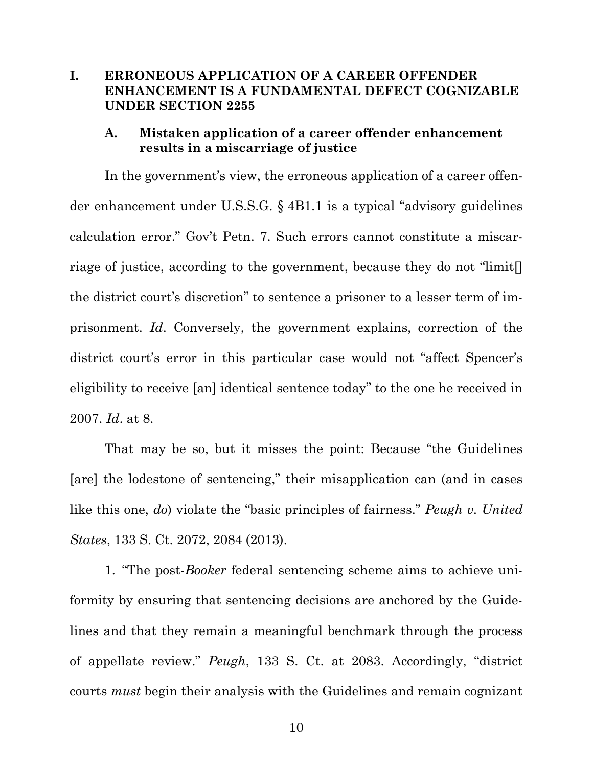## I. ERRONEOUS APPLICATION OF A CAREER OFFENDER ENHANCEMENT IS A FUNDAMENTAL DEFECT COGNIZABLE UNDER SECTION 2255

### A. Mistaken application of a career offender enhancement results in a miscarriage of justice

In the government's view, the erroneous application of a career offender enhancement under U.S.S.G. § 4B1.1 is a typical "advisory guidelines calculation error." Gov't Petn. 7. Such errors cannot constitute a miscarriage of justice, according to the government, because they do not "limit[] the district court's discretion" to sentence a prisoner to a lesser term of imprisonment. *Id*. Conversely, the government explains, correction of the district court's error in this particular case would not "affect Spencer's eligibility to receive [an] identical sentence today" to the one he received in 2007. *Id*. at 8.

That may be so, but it misses the point: Because "the Guidelines [are] the lodestone of sentencing," their misapplication can (and in cases like this one, *do*) violate the "basic principles of fairness." *Peugh v. United States*, 133 S. Ct. 2072, 2084 (2013).

1. "The post-*Booker* federal sentencing scheme aims to achieve uniformity by ensuring that sentencing decisions are anchored by the Guidelines and that they remain a meaningful benchmark through the process of appellate review." *Peugh*, 133 S. Ct. at 2083. Accordingly, "district courts *must* begin their analysis with the Guidelines and remain cognizant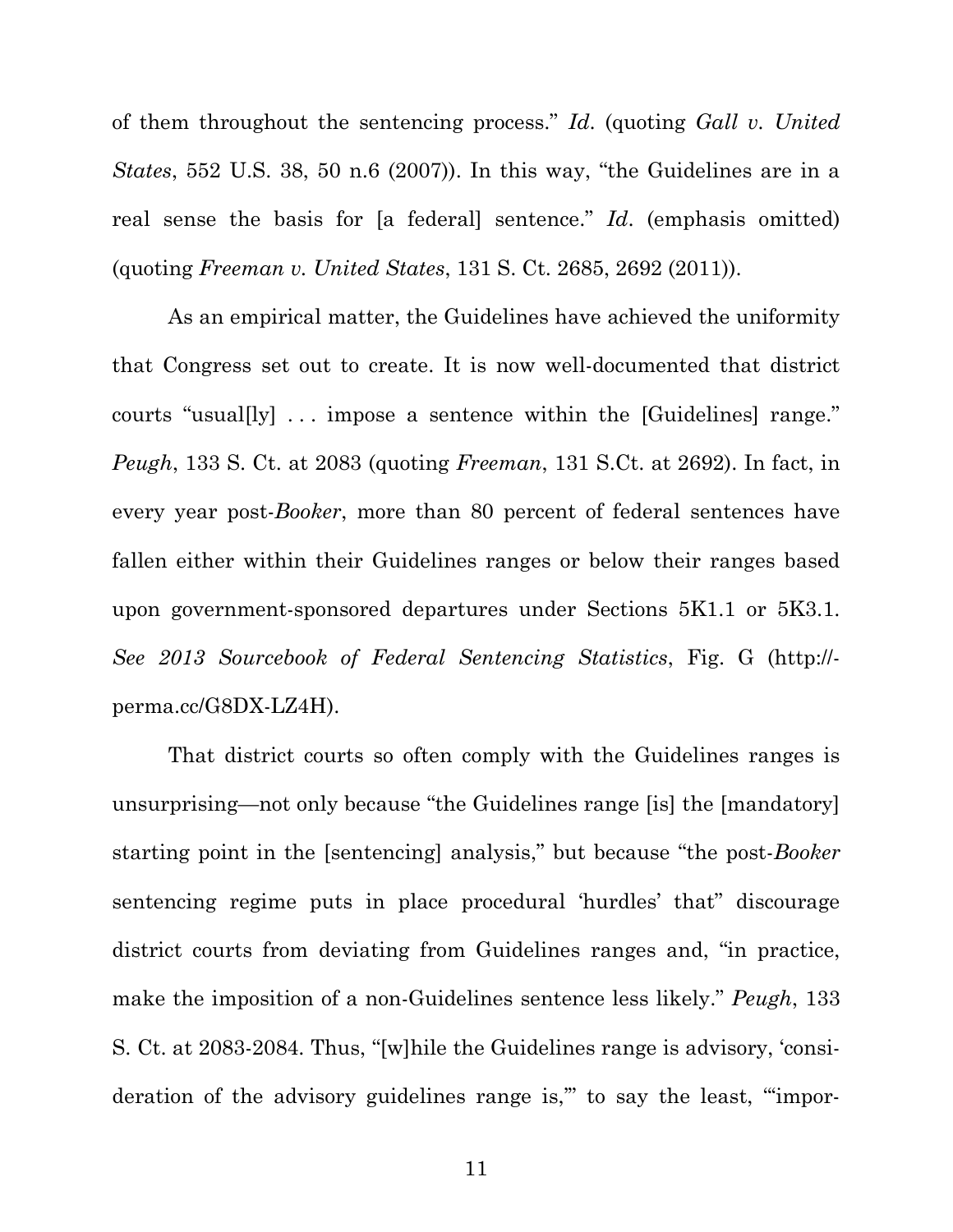of them throughout the sentencing process." *Id*. (quoting *Gall v. United States*, 552 U.S. 38, 50 n.6 (2007)). In this way, "the Guidelines are in a real sense the basis for [a federal] sentence." *Id*. (emphasis omitted) (quoting *Freeman v. United States*, 131 S. Ct. 2685, 2692 (2011)).

As an empirical matter, the Guidelines have achieved the uniformity that Congress set out to create. It is now well-documented that district courts "usual[ly] . . . impose a sentence within the [Guidelines] range." *Peugh*, 133 S. Ct. at 2083 (quoting *Freeman*, 131 S.Ct. at 2692). In fact, in every year post-*Booker*, more than 80 percent of federal sentences have fallen either within their Guidelines ranges or below their ranges based upon government-sponsored departures under Sections 5K1.1 or 5K3.1. *See 2013 Sourcebook of Federal Sentencing Statistics*, Fig. G (http://-perma.cc/G8DX-LZ4H).

That district courts so often comply with the Guidelines ranges is unsurprising—not only because "the Guidelines range [is] the [mandatory] starting point in the [sentencing] analysis," but because "the post-*Booker* sentencing regime puts in place procedural 'hurdles' that" discourage district courts from deviating from Guidelines ranges and, "in practice, make the imposition of a non-Guidelines sentence less likely." *Peugh*, 133 S. Ct. at 2083-2084. Thus, "[w]hile the Guidelines range is advisory, 'consideration of the advisory guidelines range is,'" to say the least, "'impor-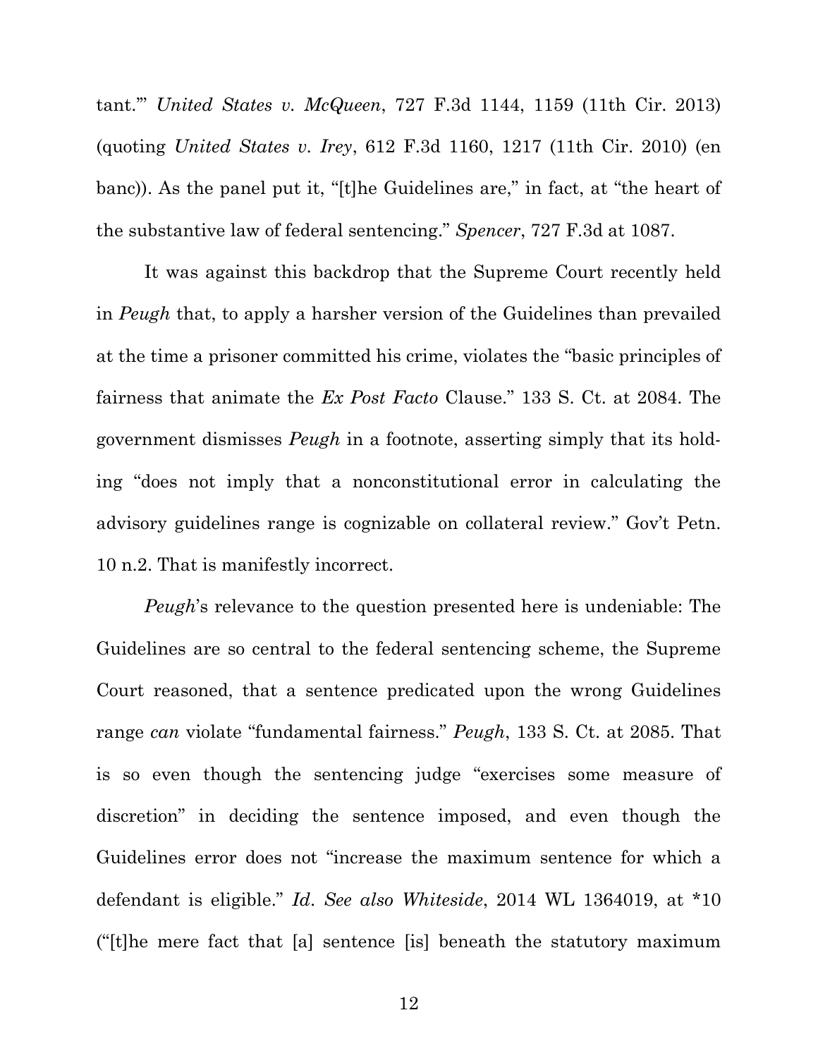tant.'" *United States v. McQueen*, 727 F.3d 1144, 1159 (11th Cir. 2013) (quoting *United States v. Irey*, 612 F.3d 1160, 1217 (11th Cir. 2010) (en banc)). As the panel put it, "[t]he Guidelines are," in fact, at "the heart of the substantive law of federal sentencing." *Spencer*, 727 F.3d at 1087.

It was against this backdrop that the Supreme Court recently held in *Peugh* that, to apply a harsher version of the Guidelines than prevailed at the time a prisoner committed his crime, violates the "basic principles of fairness that animate the *Ex Post Facto* Clause." 133 S. Ct. at 2084. The government dismisses *Peugh* in a footnote, asserting simply that its holding "does not imply that a nonconstitutional error in calculating the advisory guidelines range is cognizable on collateral review." Gov't Petn. 10 n.2. That is manifestly incorrect.

*Peugh*'s relevance to the question presented here is undeniable: The Guidelines are so central to the federal sentencing scheme, the Supreme Court reasoned, that a sentence predicated upon the wrong Guidelines range *can* violate "fundamental fairness." *Peugh*, 133 S. Ct. at 2085. That is so even though the sentencing judge "exercises some measure of discretion" in deciding the sentence imposed, and even though the Guidelines error does not "increase the maximum sentence for which a defendant is eligible." *Id*. *See also Whiteside*, 2014 WL 1364019, at *10 ("[t]he mere fact that [a] sentence [is] beneath the statutory maximum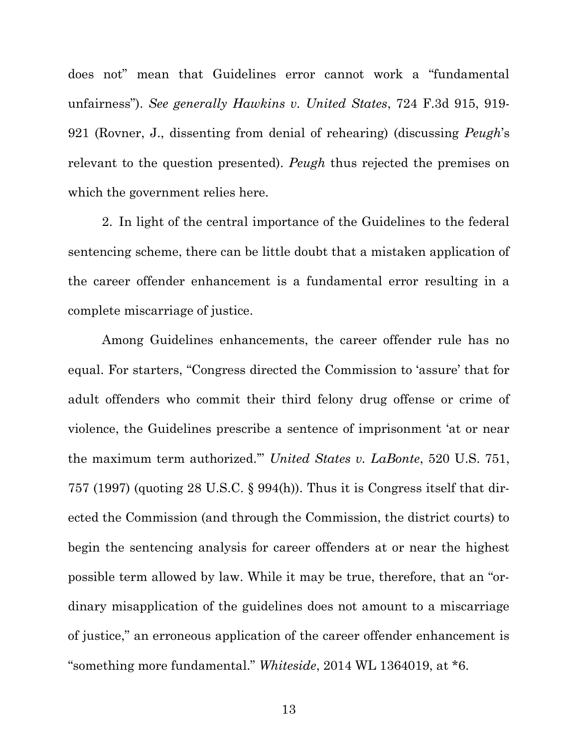does not" mean that Guidelines error cannot work a "fundamental unfairness"). *See generally Hawkins v. United States*, 724 F.3d 915, 919-921 (Rovner, J., dissenting from denial of rehearing) (discussing *Peugh*'s relevant to the question presented). *Peugh* thus rejected the premises on which the government relies here.

2. In light of the central importance of the Guidelines to the federal sentencing scheme, there can be little doubt that a mistaken application of the career offender enhancement is a fundamental error resulting in a complete miscarriage of justice.

Among Guidelines enhancements, the career offender rule has no equal. For starters, "Congress directed the Commission to 'assure' that for adult offenders who commit their third felony drug offense or crime of violence, the Guidelines prescribe a sentence of imprisonment 'at or near the maximum term authorized.'" *United States v. LaBonte*, 520 U.S. 751, 757 (1997) (quoting 28 U.S.C. § 994(h)). Thus it is Congress itself that directed the Commission (and through the Commission, the district courts) to begin the sentencing analysis for career offenders at or near the highest possible term allowed by law. While it may be true, therefore, that an "ordinary misapplication of the guidelines does not amount to a miscarriage of justice," an erroneous application of the career offender enhancement is "something more fundamental." *Whiteside*, 2014 WL 1364019, at *6.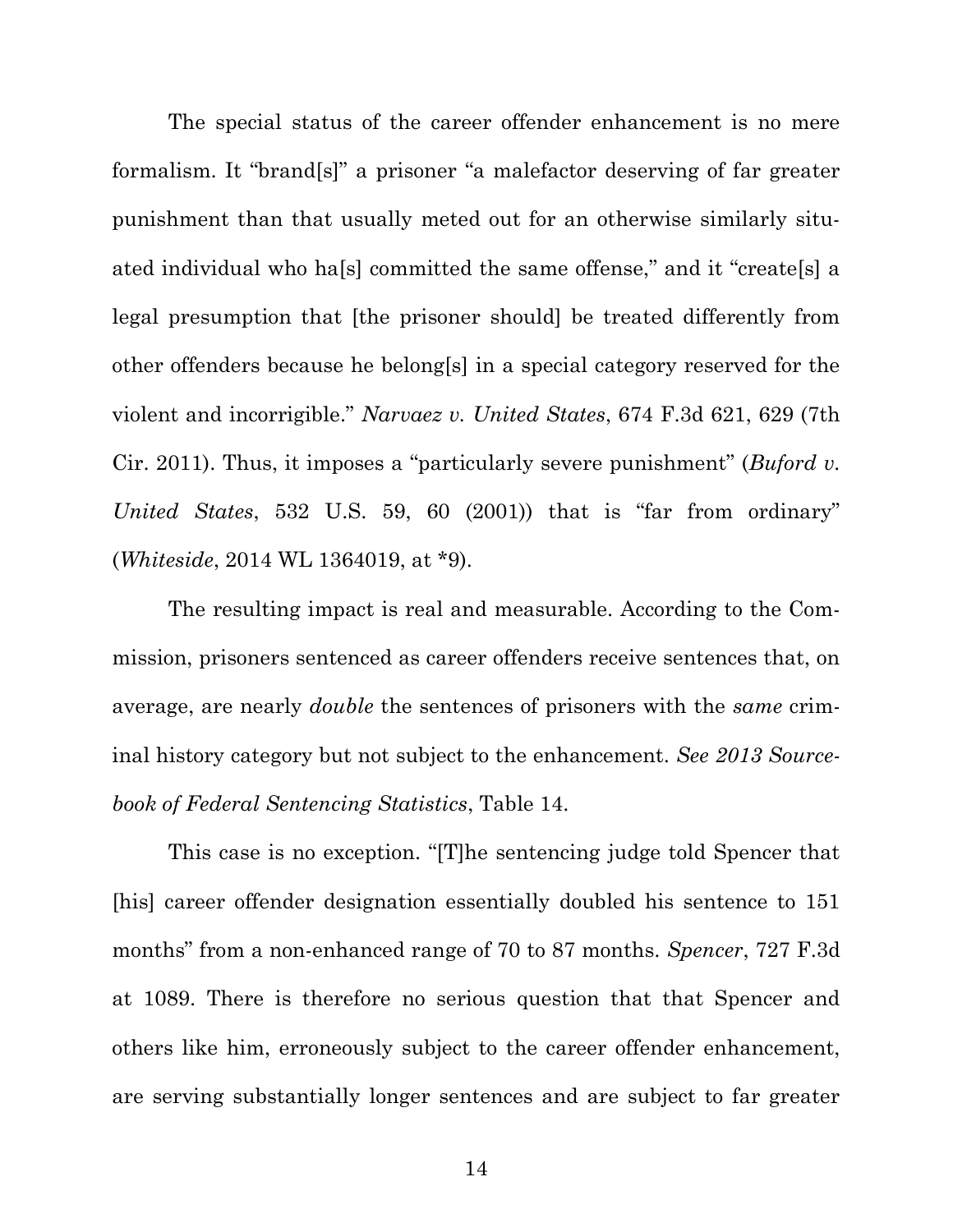The special status of the career offender enhancement is no mere formalism. It "brand[s]" a prisoner "a malefactor deserving of far greater punishment than that usually meted out for an otherwise similarly situated individual who ha[s] committed the same offense," and it "create[s] a legal presumption that [the prisoner should] be treated differently from other offenders because he belong[s] in a special category reserved for the violent and incorrigible." *Narvaez v. United States*, 674 F.3d 621, 629 (7th Cir. 2011). Thus, it imposes a "particularly severe punishment" (*Buford v. United States*, 532 U.S. 59, 60 (2001)) that is "far from ordinary" (*Whiteside*, 2014 WL 1364019, at *9).

The resulting impact is real and measurable. According to the Commission, prisoners sentenced as career offenders receive sentences that, on average, are nearly *double* the sentences of prisoners with the *same* criminal history category but not subject to the enhancement. *See 2013 Sourcebook of Federal Sentencing Statistics*, Table 14.

This case is no exception. "[T]he sentencing judge told Spencer that [his] career offender designation essentially doubled his sentence to 151 months" from a non-enhanced range of 70 to 87 months. *Spencer*, 727 F.3d at 1089. There is therefore no serious question that that Spencer and others like him, erroneously subject to the career offender enhancement, are serving substantially longer sentences and are subject to far greater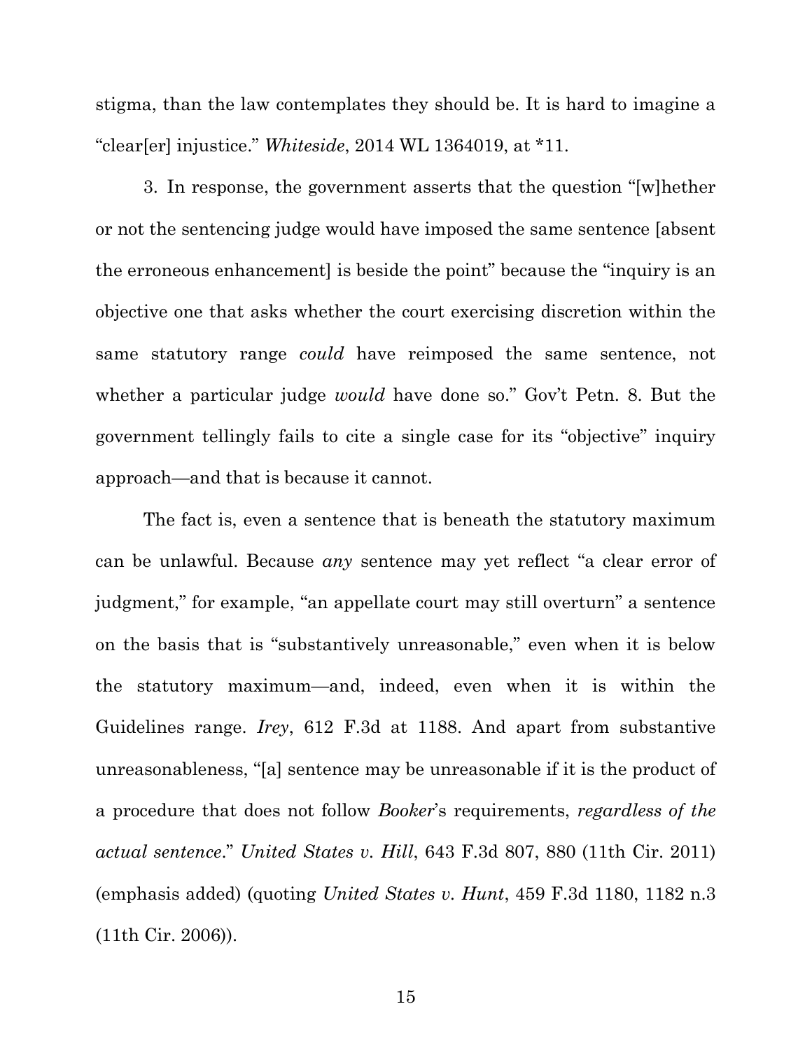stigma, than the law contemplates they should be. It is hard to imagine a "clear[er] injustice." *Whiteside*, 2014 WL 1364019, at *11.

3. In response, the government asserts that the question "[w]hether or not the sentencing judge would have imposed the same sentence [absent the erroneous enhancement] is beside the point" because the "inquiry is an objective one that asks whether the court exercising discretion within the same statutory range *could* have reimposed the same sentence, not whether a particular judge *would* have done so." Gov't Petn. 8. But the government tellingly fails to cite a single case for its "objective" inquiry approach—and that is because it cannot.

The fact is, even a sentence that is beneath the statutory maximum can be unlawful. Because *any* sentence may yet reflect "a clear error of judgment," for example, "an appellate court may still overturn" a sentence on the basis that is "substantively unreasonable," even when it is below the statutory maximum—and, indeed, even when it is within the Guidelines range. *Irey*, 612 F.3d at 1188. And apart from substantive unreasonableness, "[a] sentence may be unreasonable if it is the product of a procedure that does not follow *Booker*'s requirements, *regardless of the actual sentence*." *United States v. Hill*, 643 F.3d 807, 880 (11th Cir. 2011) (emphasis added) (quoting *United States v. Hunt*, 459 F.3d 1180, 1182 n.3 (11th Cir. 2006)).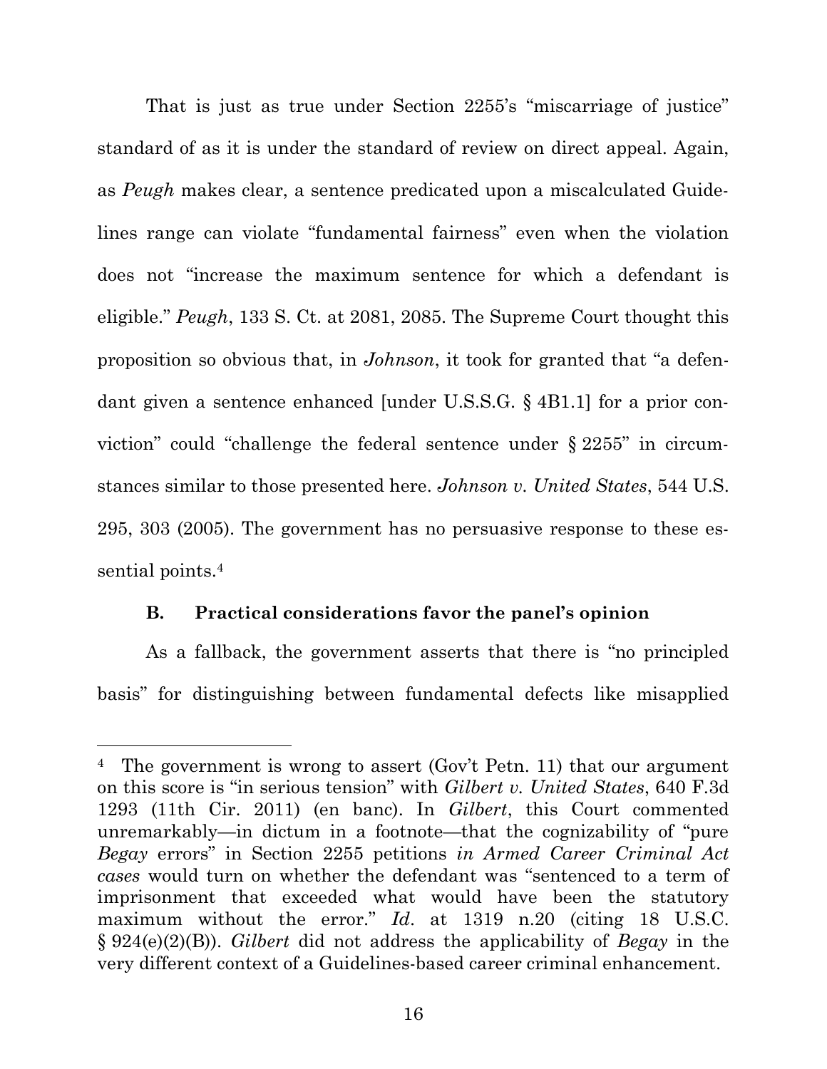That is just as true under Section 2255's "miscarriage of justice" standard of as it is under the standard of review on direct appeal. Again, as *Peugh* makes clear, a sentence predicated upon a miscalculated Guidelines range can violate "fundamental fairness" even when the violation does not "increase the maximum sentence for which a defendant is eligible." *Peugh*, 133 S. Ct. at 2081, 2085. The Supreme Court thought this proposition so obvious that, in *Johnson*, it took for granted that "a defendant given a sentence enhanced [under U.S.S.G. § 4B1.1] for a prior conviction" could "challenge the federal sentence under § 2255" in circumstances similar to those presented here. *Johnson v. United States*, 544 U.S. 295, 303 (2005). The government has no persuasive response to these essential points.[4]

### B. Practical considerations favor the panel's opinion

As a fallback, the government asserts that there is "no principled basis" for distinguishing between fundamental defects like misapplied

[4] The government is wrong to assert (Gov't Petn. 11) that our argument on this score is "in serious tension" with *Gilbert v. United States*, 640 F.3d 1293 (11th Cir. 2011) (en banc). In *Gilbert*, this Court commented unremarkably—in dictum in a footnote—that the cognizability of "pure *Begay* errors" in Section 2255 petitions *in Armed Career Criminal Act cases* would turn on whether the defendant was "sentenced to a term of imprisonment that exceeded what would have been the statutory maximum without the error." *Id*. at 1319 n.20 (citing 18 U.S.C. § 924(e)(2)(B)). *Gilbert* did not address the applicability of *Begay* in the very different context of a Guidelines-based career criminal enhancement.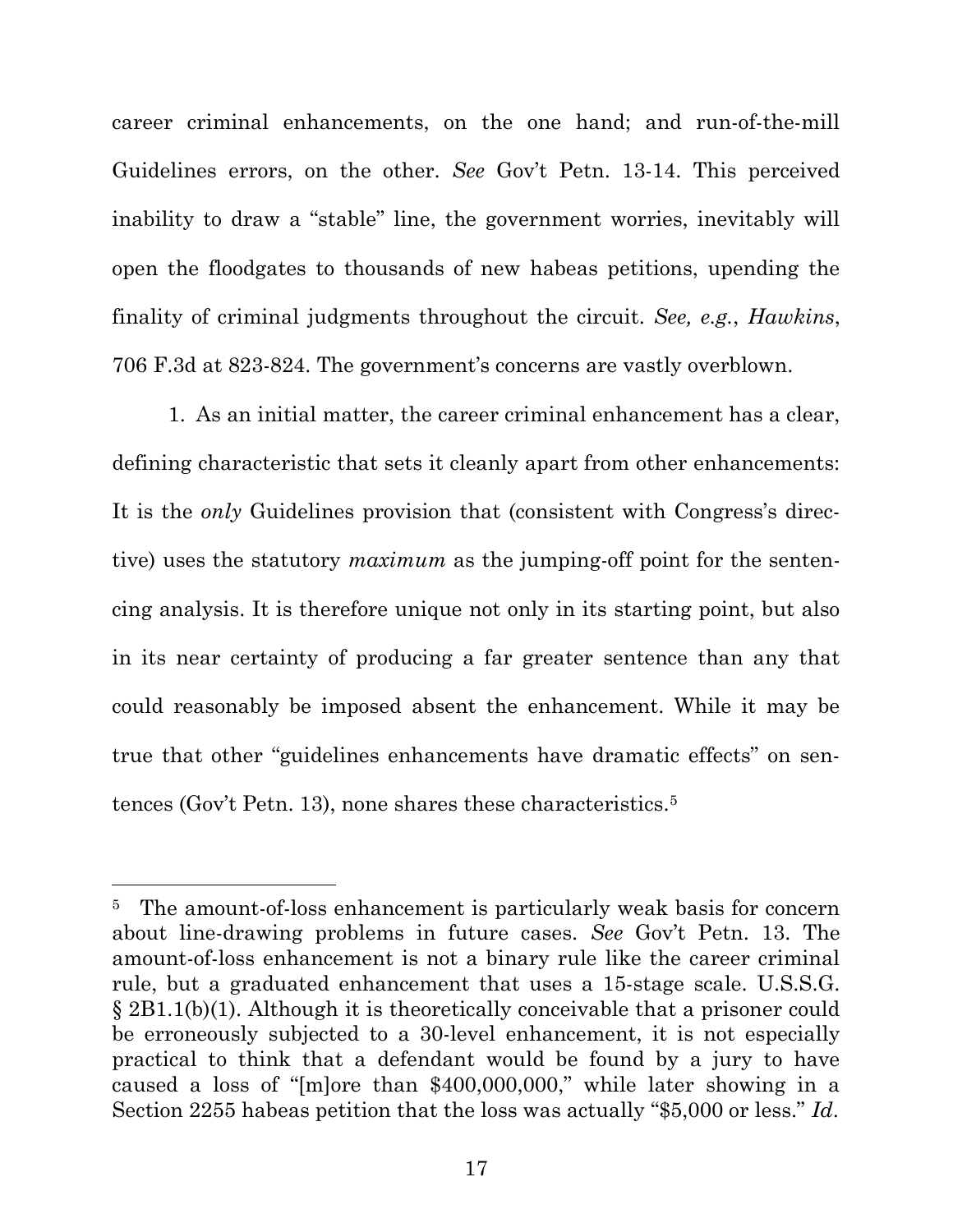career criminal enhancements, on the one hand; and run-of-the-mill Guidelines errors, on the other. *See* Gov't Petn. 13-14. This perceived inability to draw a "stable" line, the government worries, inevitably will open the floodgates to thousands of new habeas petitions, upending the finality of criminal judgments throughout the circuit. *See, e.g.*, *Hawkins*, 706 F.3d at 823-824. The government's concerns are vastly overblown.

1. As an initial matter, the career criminal enhancement has a clear, defining characteristic that sets it cleanly apart from other enhancements: It is the *only* Guidelines provision that (consistent with Congress's directive) uses the statutory *maximum* as the jumping-off point for the sentencing analysis. It is therefore unique not only in its starting point, but also in its near certainty of producing a far greater sentence than any that could reasonably be imposed absent the enhancement. While it may be true that other "guidelines enhancements have dramatic effects" on sentences (Gov't Petn. 13), none shares these characteristics.[5]

---

[5] The amount-of-loss enhancement is particularly weak basis for concern about line-drawing problems in future cases. *See* Gov't Petn. 13. The amount-of-loss enhancement is not a binary rule like the career criminal rule, but a graduated enhancement that uses a 15-stage scale. U.S.S.G. § 2B1.1(b)(1). Although it is theoretically conceivable that a prisoner could be erroneously subjected to a 30-level enhancement, it is not especially practical to think that a defendant would be found by a jury to have caused a loss of "[m]ore than $400,000,000," while later showing in a Section 2255 habeas petition that the loss was actually "$5,000 or less." *Id*.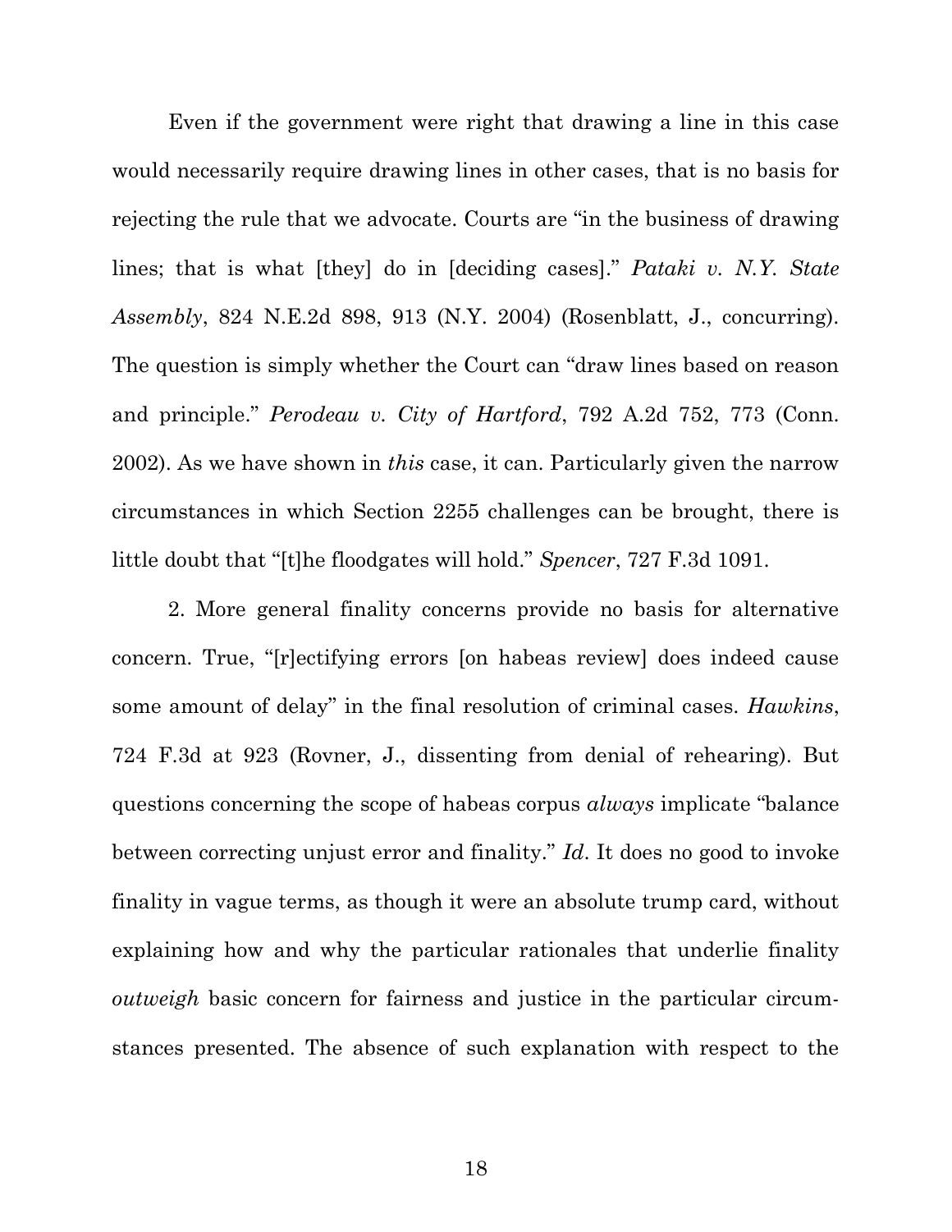Even if the government were right that drawing a line in this case would necessarily require drawing lines in other cases, that is no basis for rejecting the rule that we advocate. Courts are "in the business of drawing lines; that is what [they] do in [deciding cases]." *Pataki v. N.Y. State Assembly*, 824 N.E.2d 898, 913 (N.Y. 2004) (Rosenblatt, J., concurring). The question is simply whether the Court can "draw lines based on reason and principle." *Perodeau v. City of Hartford*, 792 A.2d 752, 773 (Conn. 2002). As we have shown in *this* case, it can. Particularly given the narrow circumstances in which Section 2255 challenges can be brought, there is little doubt that "[t]he floodgates will hold." *Spencer*, 727 F.3d 1091.

2. More general finality concerns provide no basis for alternative concern. True, "[r]ectifying errors [on habeas review] does indeed cause some amount of delay" in the final resolution of criminal cases. *Hawkins*, 724 F.3d at 923 (Rovner, J., dissenting from denial of rehearing). But questions concerning the scope of habeas corpus *always* implicate "balance between correcting unjust error and finality." *Id*. It does no good to invoke finality in vague terms, as though it were an absolute trump card, without explaining how and why the particular rationales that underlie finality *outweigh* basic concern for fairness and justice in the particular circumstances presented. The absence of such explanation with respect to the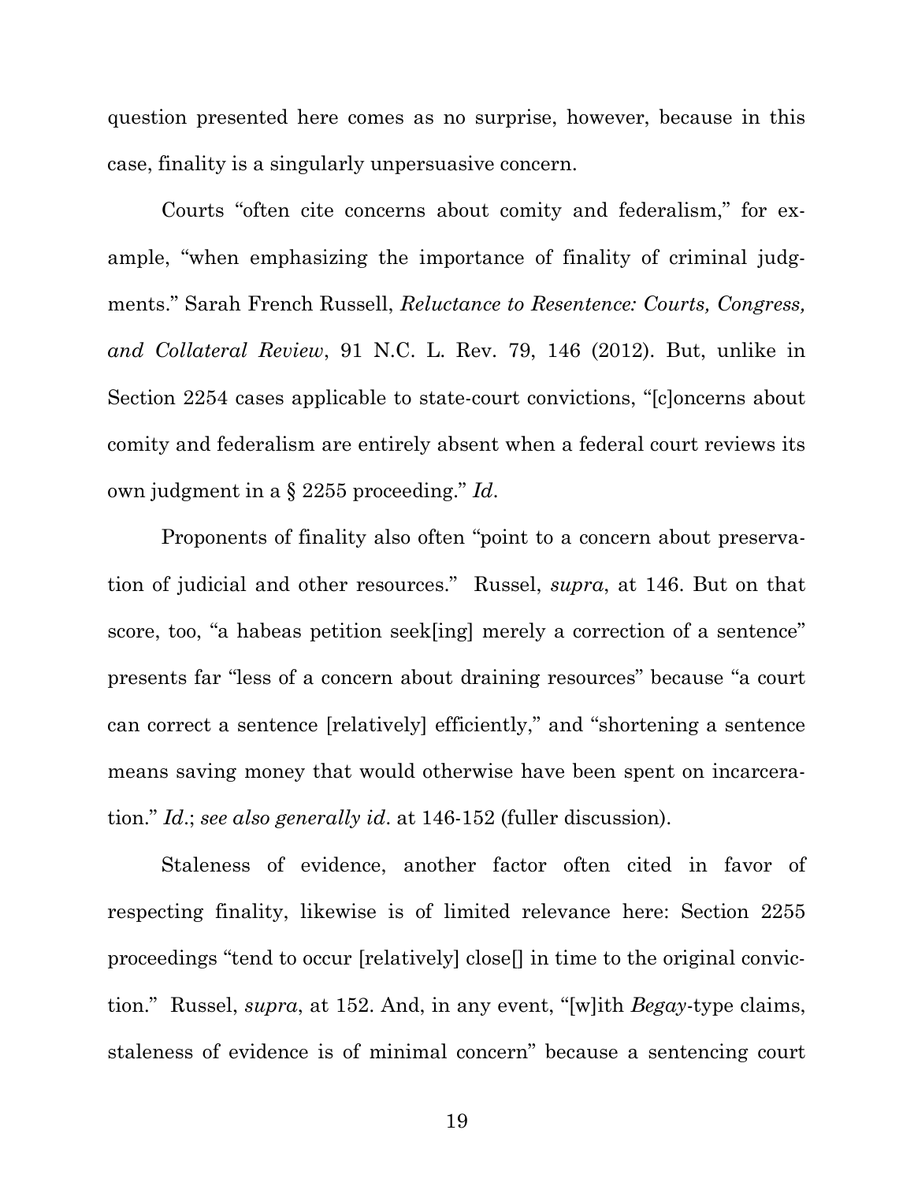question presented here comes as no surprise, however, because in this case, finality is a singularly unpersuasive concern.

Courts "often cite concerns about comity and federalism," for example, "when emphasizing the importance of finality of criminal judgments." Sarah French Russell, *Reluctance to Resentence: Courts, Congress, and Collateral Review*, 91 N.C. L. Rev. 79, 146 (2012). But, unlike in Section 2254 cases applicable to state-court convictions, "[c]oncerns about comity and federalism are entirely absent when a federal court reviews its own judgment in a § 2255 proceeding." *Id*.

Proponents of finality also often "point to a concern about preservation of judicial and other resources." Russel, *supra*, at 146. But on that score, too, "a habeas petition seek[ing] merely a correction of a sentence" presents far "less of a concern about draining resources" because "a court can correct a sentence [relatively] efficiently," and "shortening a sentence means saving money that would otherwise have been spent on incarceration." *Id*.; *see also generally id*. at 146-152 (fuller discussion).

Staleness of evidence, another factor often cited in favor of respecting finality, likewise is of limited relevance here: Section 2255 proceedings "tend to occur [relatively] close[] in time to the original conviction." Russel, *supra*, at 152. And, in any event, "[w]ith *Begay*-type claims, staleness of evidence is of minimal concern" because a sentencing court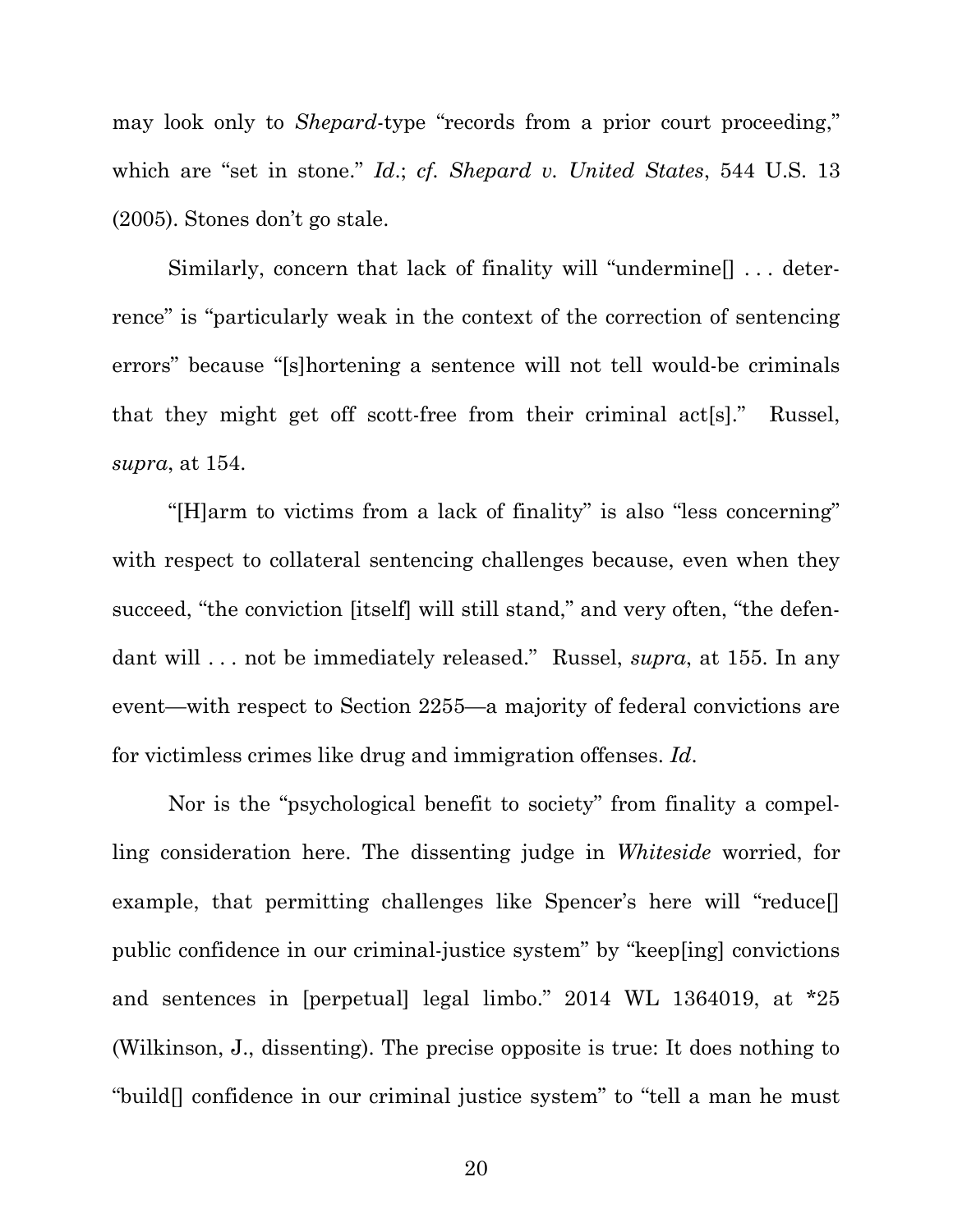may look only to *Shepard*-type "records from a prior court proceeding," which are "set in stone." *Id*.; *cf. Shepard v. United States*, 544 U.S. 13 (2005). Stones don't go stale.

Similarly, concern that lack of finality will "undermine[] . . . deterrence" is "particularly weak in the context of the correction of sentencing errors" because "[s]hortening a sentence will not tell would-be criminals that they might get off scott-free from their criminal act[s]." Russel, *supra*, at 154.

"[H]arm to victims from a lack of finality" is also "less concerning" with respect to collateral sentencing challenges because, even when they succeed, "the conviction [itself] will still stand," and very often, "the defendant will . . . not be immediately released." Russel, *supra*, at 155. In any event—with respect to Section 2255—a majority of federal convictions are for victimless crimes like drug and immigration offenses. *Id*.

Nor is the "psychological benefit to society" from finality a compelling consideration here. The dissenting judge in *Whiteside* worried, for example, that permitting challenges like Spencer's here will "reduce[] public confidence in our criminal-justice system" by "keep[ing] convictions and sentences in [perpetual] legal limbo." 2014 WL 1364019, at *25 (Wilkinson, J., dissenting). The precise opposite is true: It does nothing to "build[] confidence in our criminal justice system" to "tell a man he must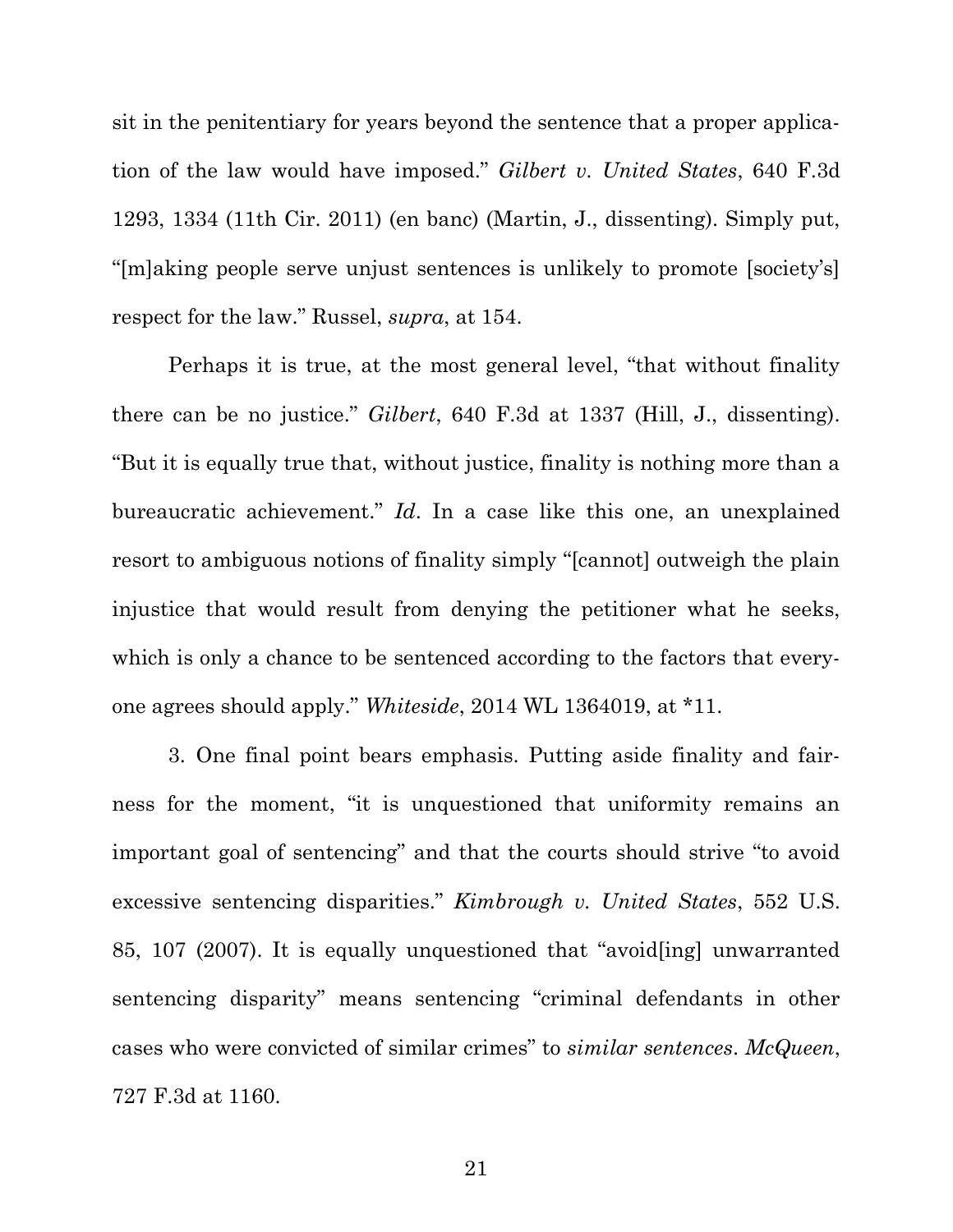sit in the penitentiary for years beyond the sentence that a proper application of the law would have imposed." *Gilbert v. United States*, 640 F.3d 1293, 1334 (11th Cir. 2011) (en banc) (Martin, J., dissenting). Simply put, "[m]aking people serve unjust sentences is unlikely to promote [society's] respect for the law." Russel, *supra*, at 154.

Perhaps it is true, at the most general level, "that without finality there can be no justice." *Gilbert*, 640 F.3d at 1337 (Hill, J., dissenting). "But it is equally true that, without justice, finality is nothing more than a bureaucratic achievement." *Id*. In a case like this one, an unexplained resort to ambiguous notions of finality simply "[cannot] outweigh the plain injustice that would result from denying the petitioner what he seeks, which is only a chance to be sentenced according to the factors that everyone agrees should apply." *Whiteside*, 2014 WL 1364019, at *11.

3. One final point bears emphasis. Putting aside finality and fairness for the moment, "it is unquestioned that uniformity remains an important goal of sentencing" and that the courts should strive "to avoid excessive sentencing disparities." *Kimbrough v. United States*, 552 U.S. 85, 107 (2007). It is equally unquestioned that "avoid[ing] unwarranted sentencing disparity" means sentencing "criminal defendants in other cases who were convicted of similar crimes" to *similar sentences*. *McQueen*, 727 F.3d at 1160.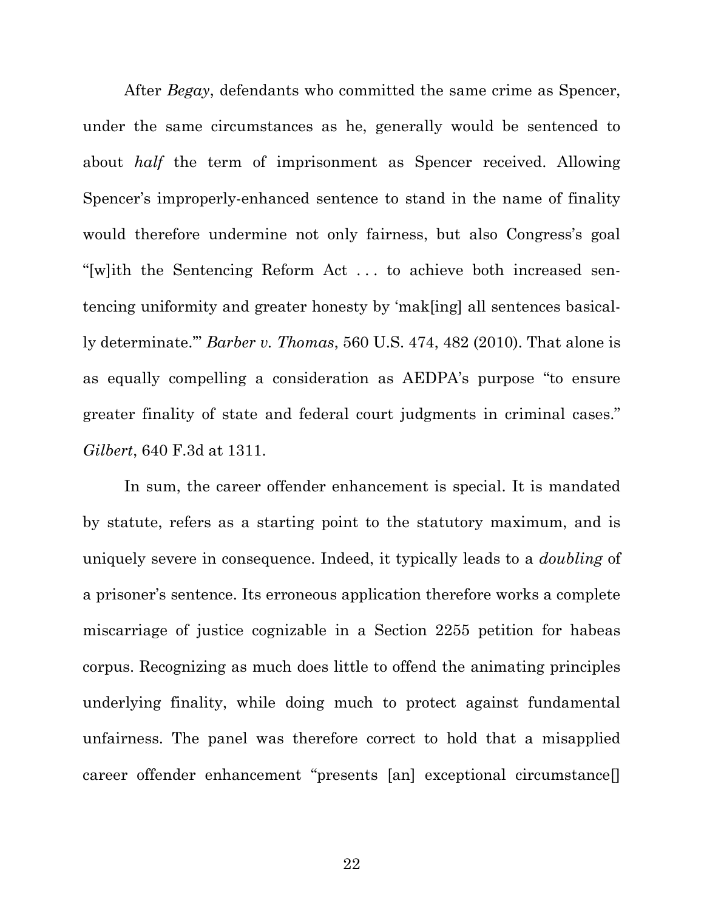After *Begay*, defendants who committed the same crime as Spencer, under the same circumstances as he, generally would be sentenced to about *half* the term of imprisonment as Spencer received. Allowing Spencer's improperly-enhanced sentence to stand in the name of finality would therefore undermine not only fairness, but also Congress's goal "[w]ith the Sentencing Reform Act . . . to achieve both increased sentencing uniformity and greater honesty by 'mak[ing] all sentences basically determinate.'" *Barber v. Thomas*, 560 U.S. 474, 482 (2010). That alone is as equally compelling a consideration as AEDPA's purpose "to ensure greater finality of state and federal court judgments in criminal cases." *Gilbert*, 640 F.3d at 1311.

In sum, the career offender enhancement is special. It is mandated by statute, refers as a starting point to the statutory maximum, and is uniquely severe in consequence. Indeed, it typically leads to a *doubling* of a prisoner's sentence. Its erroneous application therefore works a complete miscarriage of justice cognizable in a Section 2255 petition for habeas corpus. Recognizing as much does little to offend the animating principles underlying finality, while doing much to protect against fundamental unfairness. The panel was therefore correct to hold that a misapplied career offender enhancement "presents [an] exceptional circumstance[]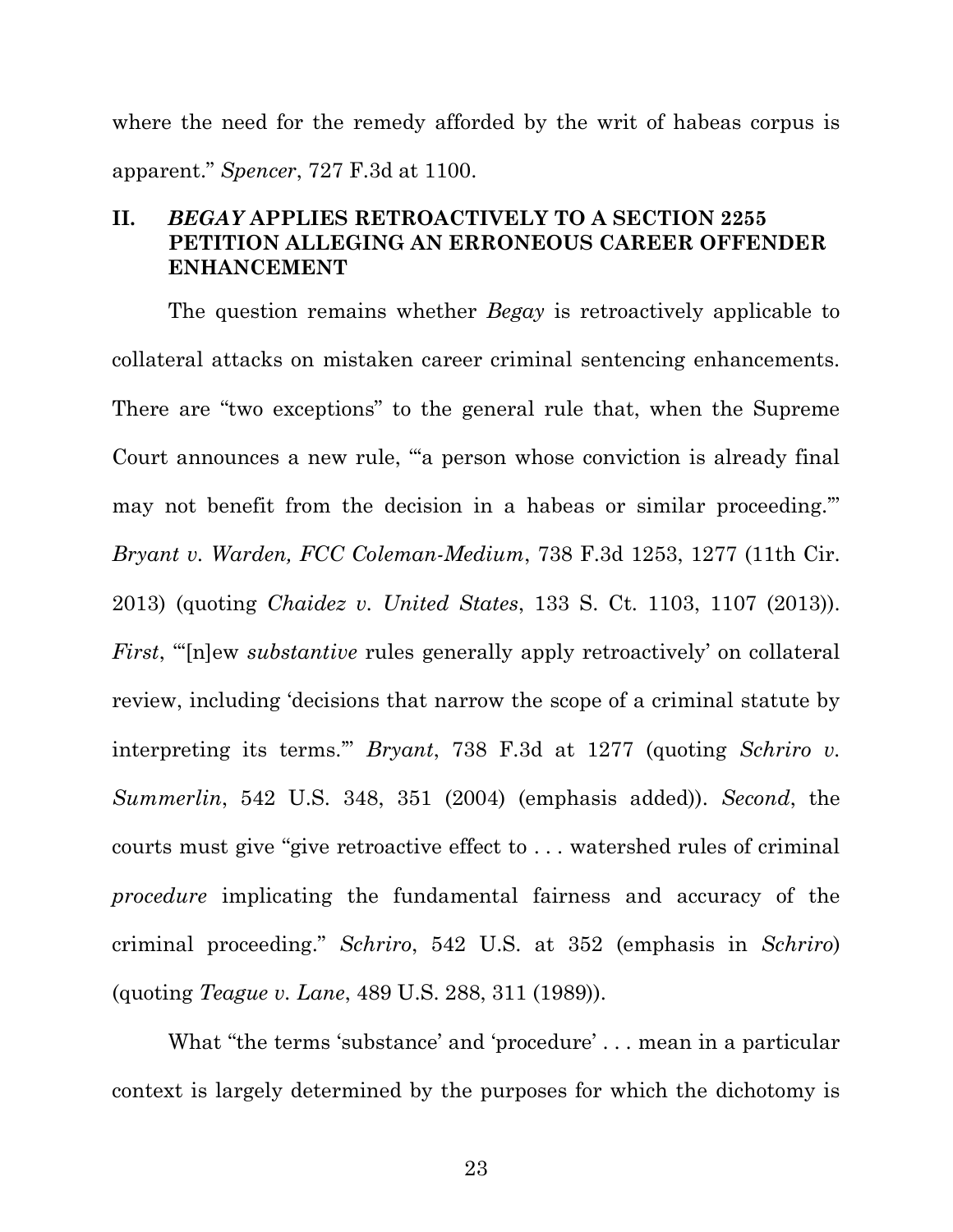where the need for the remedy afforded by the writ of habeas corpus is apparent." *Spencer*, 727 F.3d at 1100.

## II. *BEGAY* APPLIES RETROACTIVELY TO A SECTION 2255 PETITION ALLEGING AN ERRONEOUS CAREER OFFENDER ENHANCEMENT

The question remains whether *Begay* is retroactively applicable to collateral attacks on mistaken career criminal sentencing enhancements. There are "two exceptions" to the general rule that, when the Supreme Court announces a new rule, "'a person whose conviction is already final may not benefit from the decision in a habeas or similar proceeding.'" *Bryant v. Warden, FCC Coleman-Medium*, 738 F.3d 1253, 1277 (11th Cir. 2013) (quoting *Chaidez v. United States*, 133 S. Ct. 1103, 1107 (2013)). *First*, "'[n]ew *substantive* rules generally apply retroactively' on collateral review, including 'decisions that narrow the scope of a criminal statute by interpreting its terms.'" *Bryant*, 738 F.3d at 1277 (quoting *Schriro v. Summerlin*, 542 U.S. 348, 351 (2004) (emphasis added)). *Second*, the courts must give "give retroactive effect to . . . watershed rules of criminal *procedure* implicating the fundamental fairness and accuracy of the criminal proceeding." *Schriro*, 542 U.S. at 352 (emphasis in *Schriro*) (quoting *Teague v. Lane*, 489 U.S. 288, 311 (1989)).

What "the terms 'substance' and 'procedure' . . . mean in a particular context is largely determined by the purposes for which the dichotomy is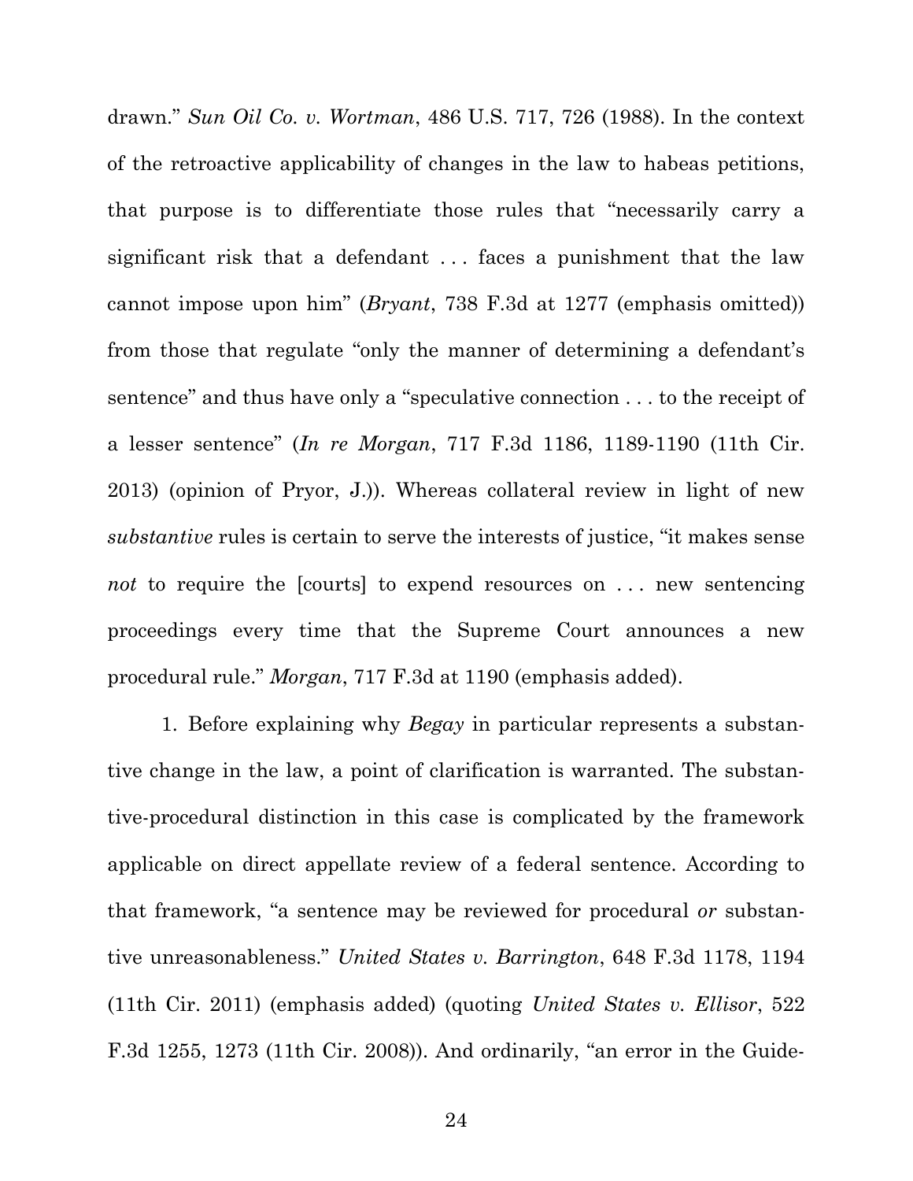drawn." *Sun Oil Co. v. Wortman*, 486 U.S. 717, 726 (1988). In the context of the retroactive applicability of changes in the law to habeas petitions, that purpose is to differentiate those rules that "necessarily carry a significant risk that a defendant . . . faces a punishment that the law cannot impose upon him" (*Bryant*, 738 F.3d at 1277 (emphasis omitted)) from those that regulate "only the manner of determining a defendant's sentence" and thus have only a "speculative connection . . . to the receipt of a lesser sentence" (*In re Morgan*, 717 F.3d 1186, 1189-1190 (11th Cir. 2013) (opinion of Pryor, J.)). Whereas collateral review in light of new *substantive* rules is certain to serve the interests of justice, "it makes sense *not* to require the [courts] to expend resources on . . . new sentencing proceedings every time that the Supreme Court announces a new procedural rule." *Morgan*, 717 F.3d at 1190 (emphasis added).

1. Before explaining why *Begay* in particular represents a substantive change in the law, a point of clarification is warranted. The substantive-procedural distinction in this case is complicated by the framework applicable on direct appellate review of a federal sentence. According to that framework, "a sentence may be reviewed for procedural *or* substantive unreasonableness." *United States v. Barrington*, 648 F.3d 1178, 1194 (11th Cir. 2011) (emphasis added) (quoting *United States v. Ellisor*, 522 F.3d 1255, 1273 (11th Cir. 2008)). And ordinarily, "an error in the Guide-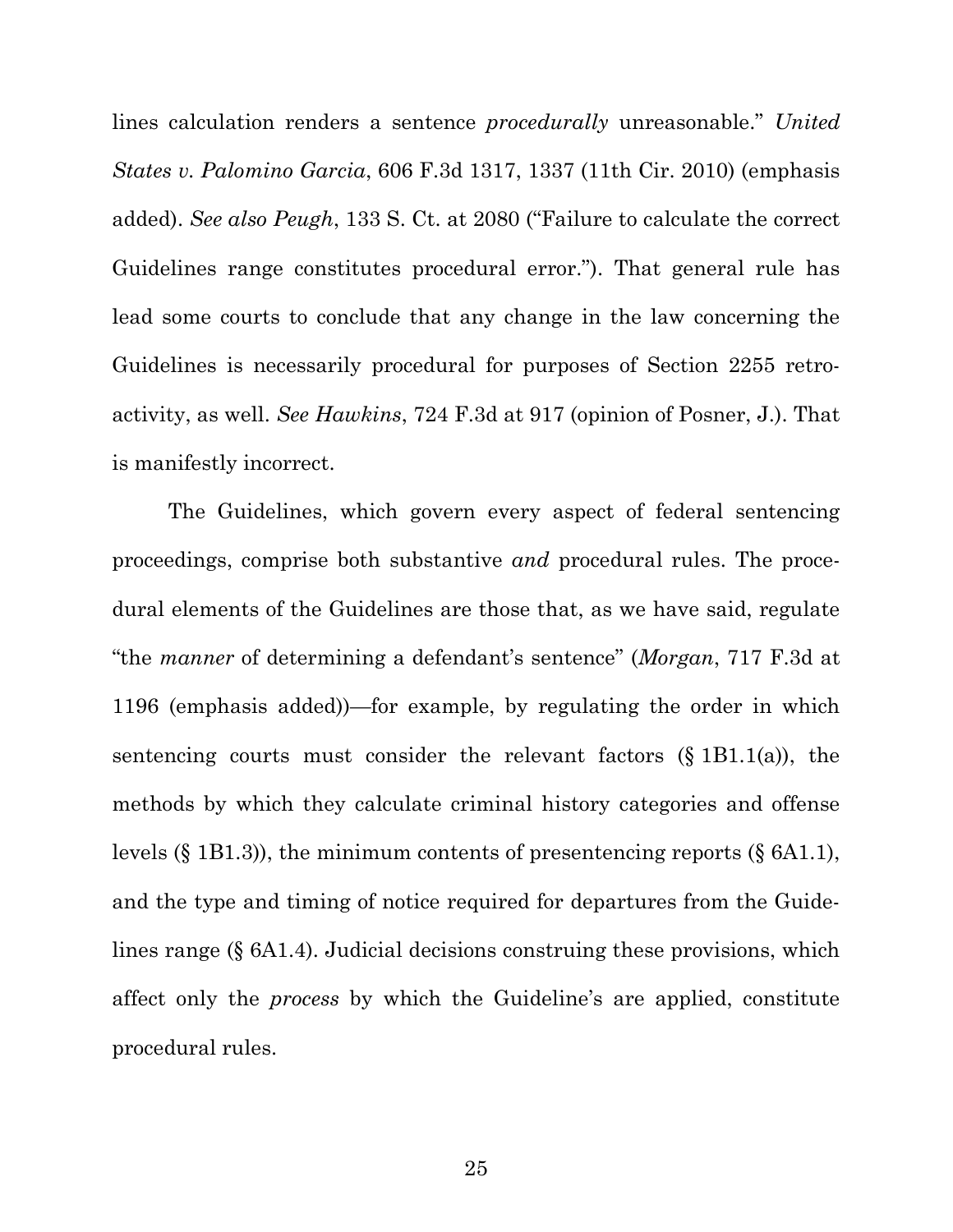lines calculation renders a sentence *procedurally* unreasonable." *United States v. Palomino Garcia*, 606 F.3d 1317, 1337 (11th Cir. 2010) (emphasis added). *See also Peugh*, 133 S. Ct. at 2080 ("Failure to calculate the correct Guidelines range constitutes procedural error."). That general rule has lead some courts to conclude that any change in the law concerning the Guidelines is necessarily procedural for purposes of Section 2255 retroactivity, as well. *See Hawkins*, 724 F.3d at 917 (opinion of Posner, J.). That is manifestly incorrect.

The Guidelines, which govern every aspect of federal sentencing proceedings, comprise both substantive *and* procedural rules. The procedural elements of the Guidelines are those that, as we have said, regulate "the *manner* of determining a defendant's sentence" (*Morgan*, 717 F.3d at 1196 (emphasis added))—for example, by regulating the order in which sentencing courts must consider the relevant factors (§ 1B1.1(a)), the methods by which they calculate criminal history categories and offense levels (§ 1B1.3)), the minimum contents of presentencing reports (§ 6A1.1), and the type and timing of notice required for departures from the Guidelines range (§ 6A1.4). Judicial decisions construing these provisions, which affect only the *process* by which the Guideline's are applied, constitute procedural rules.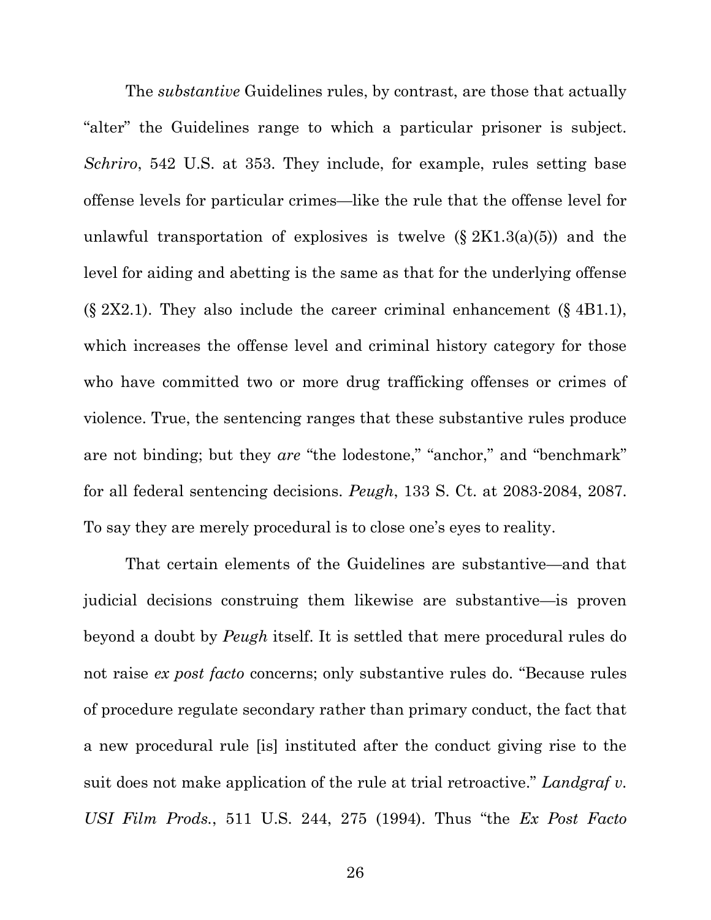The *substantive* Guidelines rules, by contrast, are those that actually "alter" the Guidelines range to which a particular prisoner is subject. *Schriro*, 542 U.S. at 353. They include, for example, rules setting base offense levels for particular crimes—like the rule that the offense level for unlawful transportation of explosives is twelve (§ 2K1.3(a)(5)) and the level for aiding and abetting is the same as that for the underlying offense (§ 2X2.1). They also include the career criminal enhancement (§ 4B1.1), which increases the offense level and criminal history category for those who have committed two or more drug trafficking offenses or crimes of violence. True, the sentencing ranges that these substantive rules produce are not binding; but they *are* "the lodestone," "anchor," and "benchmark" for all federal sentencing decisions. *Peugh*, 133 S. Ct. at 2083-2084, 2087. To say they are merely procedural is to close one's eyes to reality.

That certain elements of the Guidelines are substantive—and that judicial decisions construing them likewise are substantive—is proven beyond a doubt by *Peugh* itself. It is settled that mere procedural rules do not raise *ex post facto* concerns; only substantive rules do. "Because rules of procedure regulate secondary rather than primary conduct, the fact that a new procedural rule [is] instituted after the conduct giving rise to the suit does not make application of the rule at trial retroactive." *Landgraf v. USI Film Prods.*, 511 U.S. 244, 275 (1994). Thus "the *Ex Post Facto*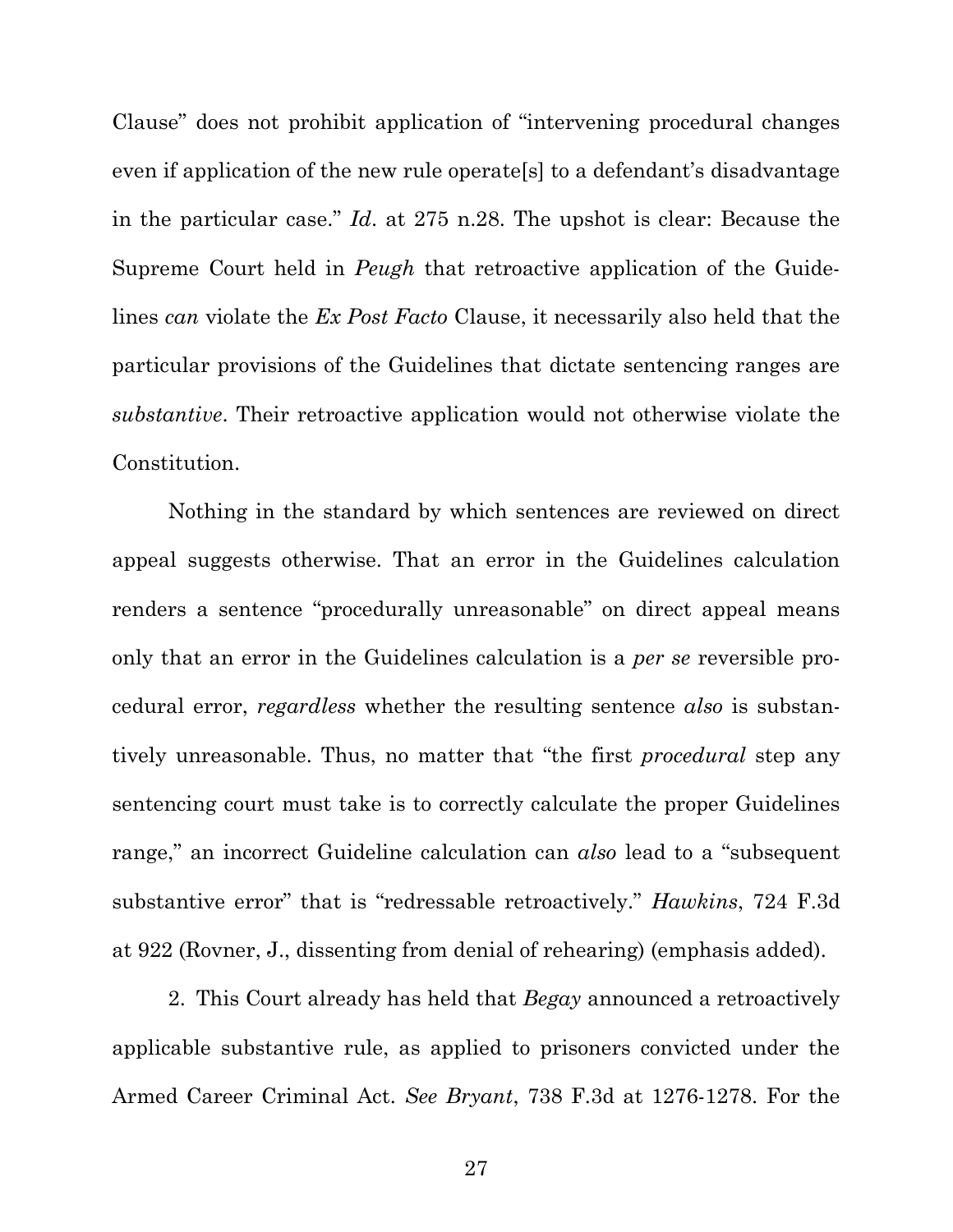Clause" does not prohibit application of "intervening procedural changes even if application of the new rule operate[s] to a defendant's disadvantage in the particular case." *Id*. at 275 n.28. The upshot is clear: Because the Supreme Court held in *Peugh* that retroactive application of the Guidelines *can* violate the *Ex Post Facto* Clause, it necessarily also held that the particular provisions of the Guidelines that dictate sentencing ranges are *substantive*. Their retroactive application would not otherwise violate the Constitution.

Nothing in the standard by which sentences are reviewed on direct appeal suggests otherwise. That an error in the Guidelines calculation renders a sentence "procedurally unreasonable" on direct appeal means only that an error in the Guidelines calculation is a *per se* reversible procedural error, *regardless* whether the resulting sentence *also* is substantively unreasonable. Thus, no matter that "the first *procedural* step any sentencing court must take is to correctly calculate the proper Guidelines range," an incorrect Guideline calculation can *also* lead to a "subsequent substantive error" that is "redressable retroactively." *Hawkins*, 724 F.3d at 922 (Rovner, J., dissenting from denial of rehearing) (emphasis added).

2. This Court already has held that *Begay* announced a retroactively applicable substantive rule, as applied to prisoners convicted under the Armed Career Criminal Act. *See Bryant*, 738 F.3d at 1276-1278. For the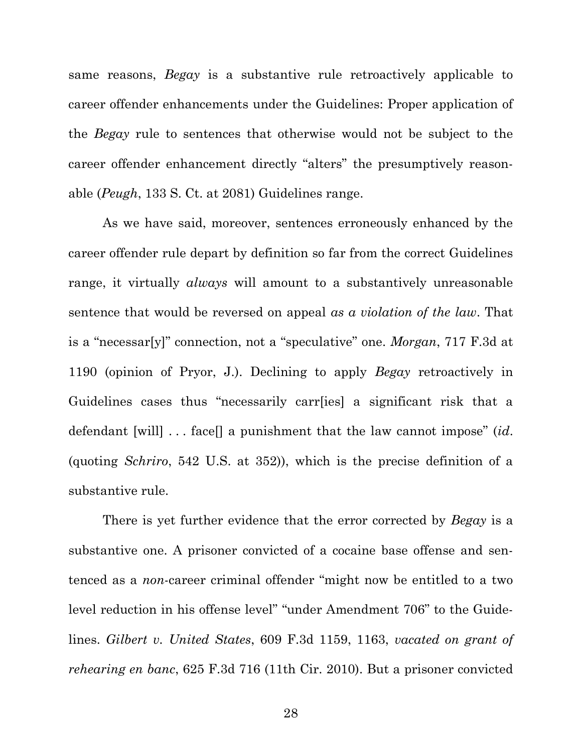same reasons, *Begay* is a substantive rule retroactively applicable to career offender enhancements under the Guidelines: Proper application of the *Begay* rule to sentences that otherwise would not be subject to the career offender enhancement directly "alters" the presumptively reasonable (*Peugh*, 133 S. Ct. at 2081) Guidelines range.

As we have said, moreover, sentences erroneously enhanced by the career offender rule depart by definition so far from the correct Guidelines range, it virtually *always* will amount to a substantively unreasonable sentence that would be reversed on appeal *as a violation of the law*. That is a "necessar[y]" connection, not a "speculative" one. *Morgan*, 717 F.3d at 1190 (opinion of Pryor, J.). Declining to apply *Begay* retroactively in Guidelines cases thus "necessarily carr[ies] a significant risk that a defendant [will] . . . face[] a punishment that the law cannot impose" (*id*. (quoting *Schriro*, 542 U.S. at 352)), which is the precise definition of a substantive rule.

There is yet further evidence that the error corrected by *Begay* is a substantive one. A prisoner convicted of a cocaine base offense and sentenced as a *non*-career criminal offender "might now be entitled to a two level reduction in his offense level" "under Amendment 706" to the Guidelines. *Gilbert v. United States*, 609 F.3d 1159, 1163, *vacated on grant of rehearing en banc*, 625 F.3d 716 (11th Cir. 2010). But a prisoner convicted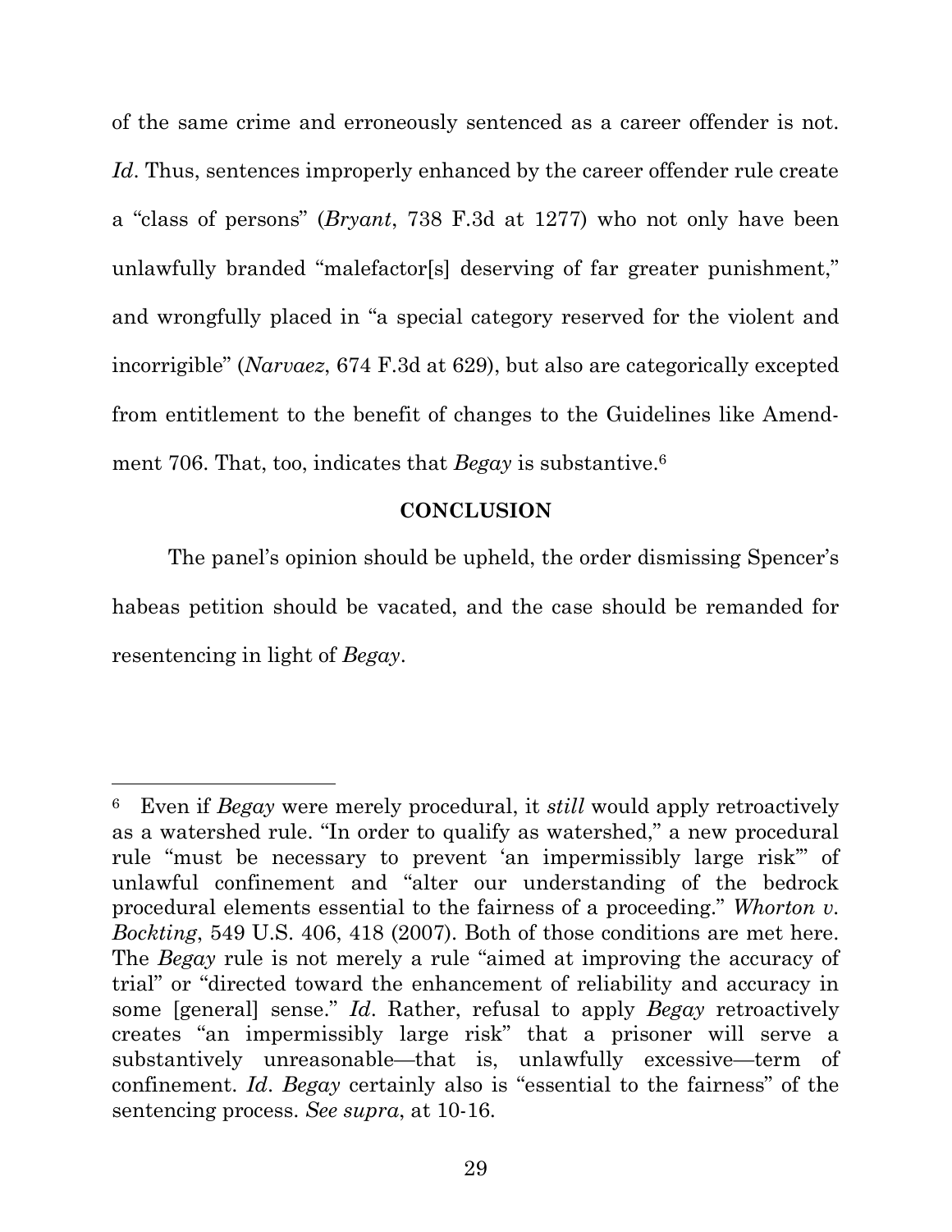of the same crime and erroneously sentenced as a career offender is not. *Id*. Thus, sentences improperly enhanced by the career offender rule create a "class of persons" (*Bryant*, 738 F.3d at 1277) who not only have been unlawfully branded "malefactor[s] deserving of far greater punishment," and wrongfully placed in "a special category reserved for the violent and incorrigible" (*Narvaez*, 674 F.3d at 629), but also are categorically excepted from entitlement to the benefit of changes to the Guidelines like Amendment 706. That, too, indicates that *Begay* is substantive.[6]

**CONCLUSION**

The panel's opinion should be upheld, the order dismissing Spencer's habeas petition should be vacated, and the case should be remanded for resentencing in light of *Begay*.

---

[6] Even if *Begay* were merely procedural, it *still* would apply retroactively as a watershed rule. "In order to qualify as watershed," a new procedural rule "must be necessary to prevent 'an impermissibly large risk'" of unlawful confinement and "alter our understanding of the bedrock procedural elements essential to the fairness of a proceeding." *Whorton v. Bockting*, 549 U.S. 406, 418 (2007). Both of those conditions are met here. The *Begay* rule is not merely a rule "aimed at improving the accuracy of trial" or "directed toward the enhancement of reliability and accuracy in some [general] sense." *Id*. Rather, refusal to apply *Begay* retroactively creates "an impermissibly large risk" that a prisoner will serve a substantively unreasonable—that is, unlawfully excessive—term of confinement. *Id*. *Begay* certainly also is "essential to the fairness" of the sentencing process. *See supra*, at 10-16.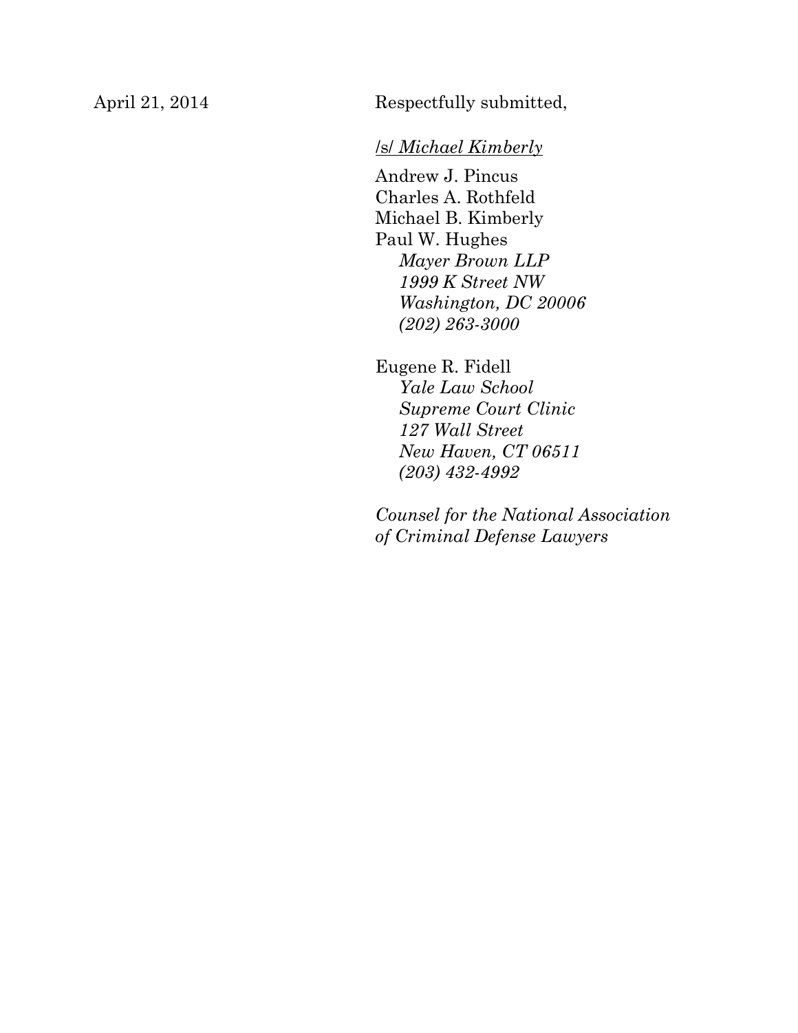April 21, 2014

Respectfully submitted,

/s/ *Michael Kimberly*

Andrew J. Pincus
Charles A. Rothfeld
Michael B. Kimberly
Paul W. Hughes
*Mayer Brown LLP*
*1999 K Street NW*
*Washington, DC 20006*
*(202) 263-3000*

Eugene R. Fidell
*Yale Law School*
*Supreme Court Clinic*
*127 Wall Street*
*New Haven, CT 06511*
*(203) 432-4992*

*Counsel for the National Association of Criminal Defense Lawyers*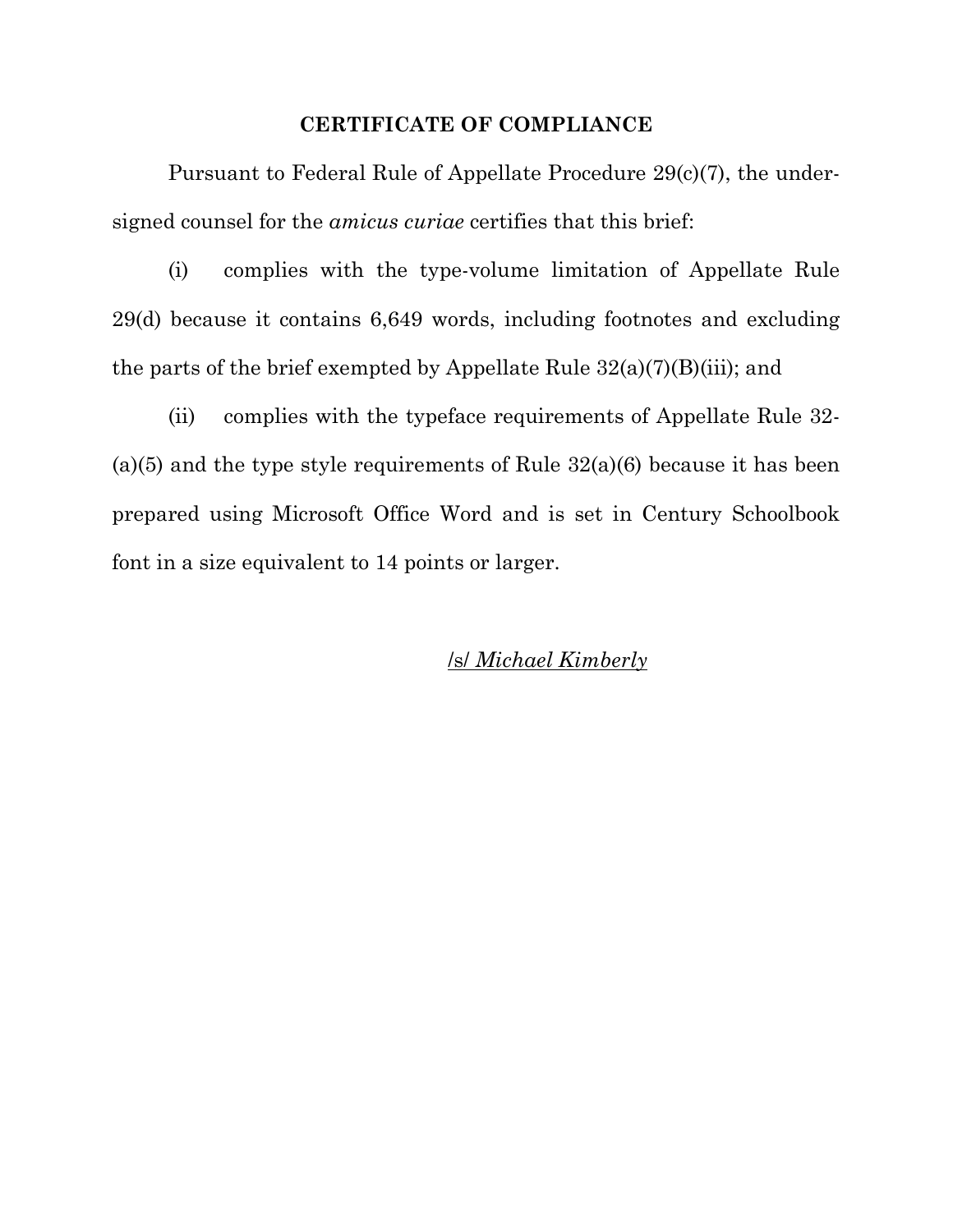## CERTIFICATE OF COMPLIANCE

Pursuant to Federal Rule of Appellate Procedure 29(c)(7), the undersigned counsel for the *amicus curiae* certifies that this brief:

(i) complies with the type-volume limitation of Appellate Rule 29(d) because it contains 6,649 words, including footnotes and excluding the parts of the brief exempted by Appellate Rule 32(a)(7)(B)(iii); and

(ii) complies with the typeface requirements of Appellate Rule 32-(a)(5) and the type style requirements of Rule 32(a)(6) because it has been prepared using Microsoft Office Word and is set in Century Schoolbook font in a size equivalent to 14 points or larger.

/s/ *Michael Kimberly*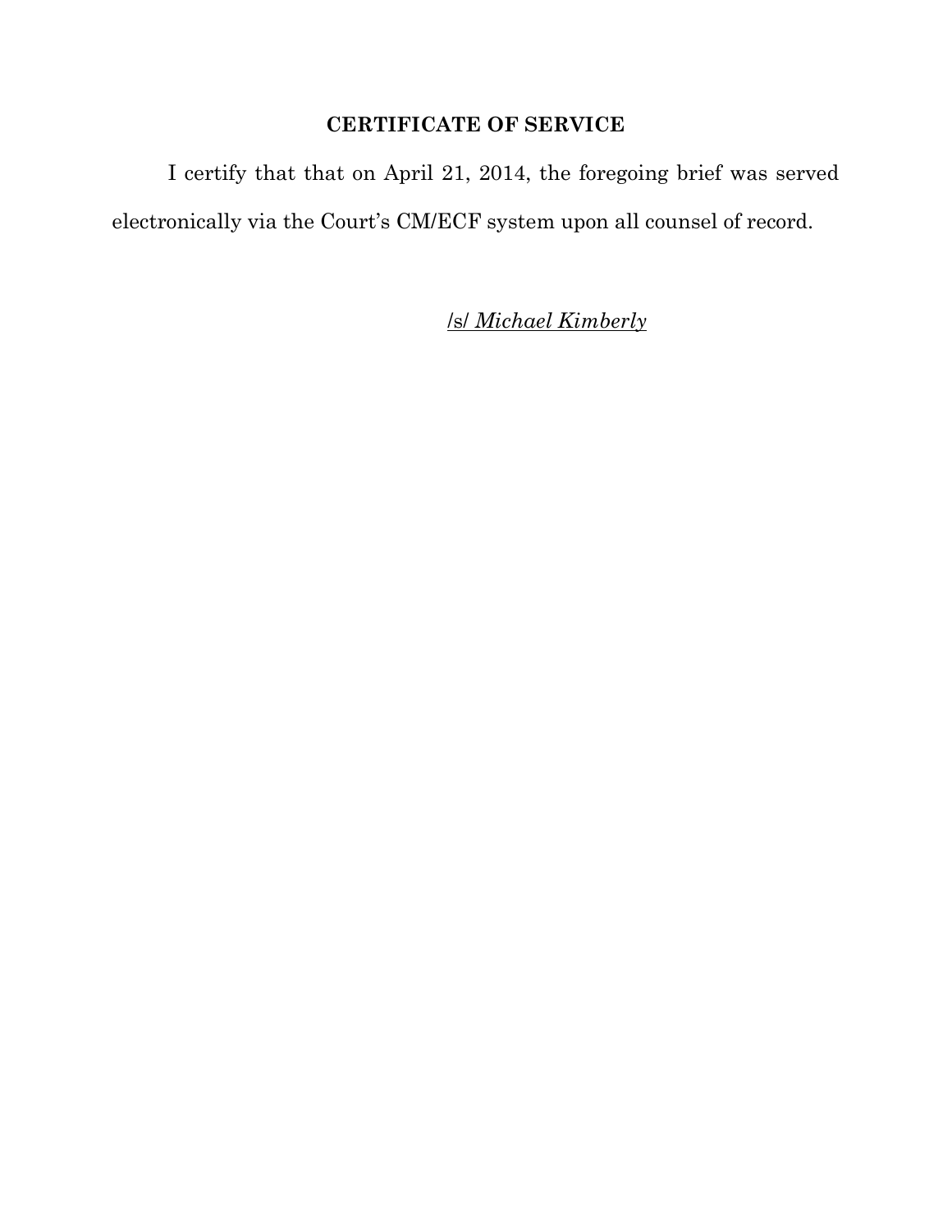## CERTIFICATE OF SERVICE

I certify that that on April 21, 2014, the foregoing brief was served electronically via the Court's CM/ECF system upon all counsel of record.

/s/ *Michael Kimberly*